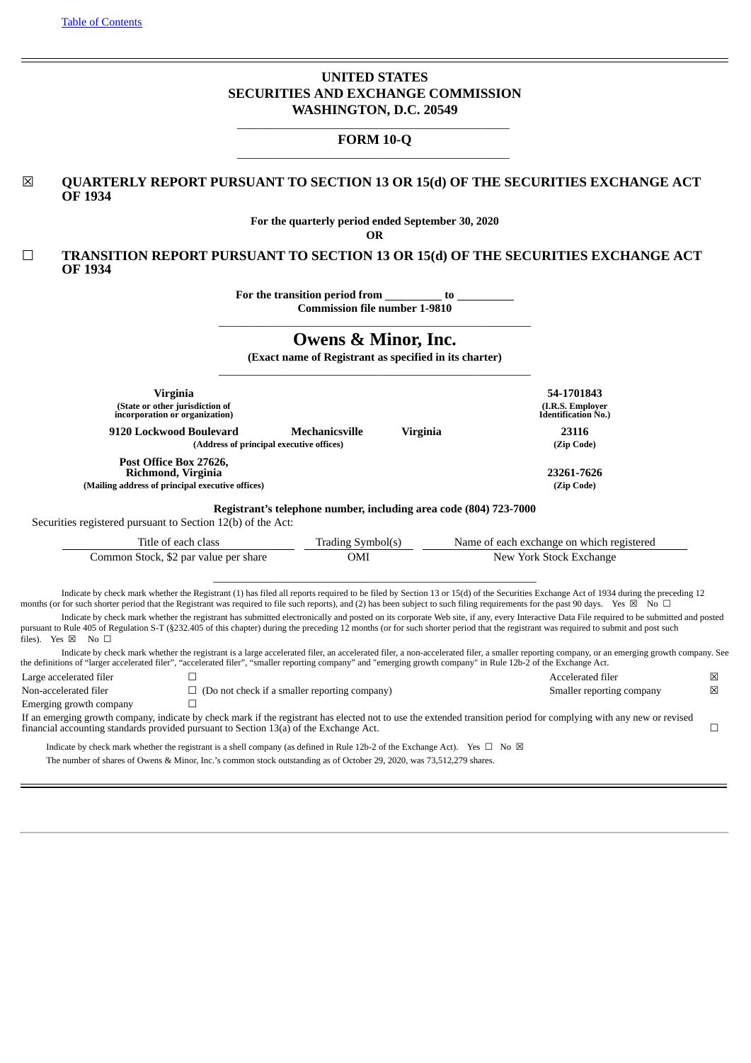[Table of Contents](#)

# UNITED STATES
# SECURITIES AND EXCHANGE COMMISSION
# WASHINGTON, D.C. 20549

## FORM 10-Q

☒ **QUARTERLY REPORT PURSUANT TO SECTION 13 OR 15(d) OF THE SECURITIES EXCHANGE ACT OF 1934**

**For the quarterly period ended September 30, 2020**

**OR**

☐ **TRANSITION REPORT PURSUANT TO SECTION 13 OR 15(d) OF THE SECURITIES EXCHANGE ACT OF 1934**

**For the transition period from __________ to __________**

**Commission file number 1-9810**

# Owens & Minor, Inc.

**(Exact name of Registrant as specified in its charter)**

| | |
|---|---|
| **Virginia** | **54-1701843** |
| **(State or other jurisdiction of incorporation or organization)** | **(I.R.S. Employer Identification No.)** |
| **9120 Lockwood Boulevard Mechanicsville Virginia** | **23116** |
| **(Address of principal executive offices)** | **(Zip Code)** |
| **Post Office Box 27626, Richmond, Virginia** | **23261-7626** |
| **(Mailing address of principal executive offices)** | **(Zip Code)** |

**Registrant's telephone number, including area code (804) 723-7000**

Securities registered pursuant to Section 12(b) of the Act:

| Title of each class | Trading Symbol(s) | Name of each exchange on which registered |
|---|---|---|
| Common Stock, $2 par value per share | OMI | New York Stock Exchange |

Indicate by check mark whether the Registrant (1) has filed all reports required to be filed by Section 13 or 15(d) of the Securities Exchange Act of 1934 during the preceding 12 months (or for such shorter period that the Registrant was required to file such reports), and (2) has been subject to such filing requirements for the past 90 days. Yes ☒ No ☐

Indicate by check mark whether the registrant has submitted electronically and posted on its corporate Web site, if any, every Interactive Data File required to be submitted and posted pursuant to Rule 405 of Regulation S-T (§232.405 of this chapter) during the preceding 12 months (or for such shorter period that the registrant was required to submit and post such files). Yes ☒ No ☐

Indicate by check mark whether the registrant is a large accelerated filer, an accelerated filer, a non-accelerated filer, a smaller reporting company, or an emerging growth company. See the definitions of "larger accelerated filer", "accelerated filer", "smaller reporting company" and "emerging growth company" in Rule 12b-2 of the Exchange Act.

| | | | |
|---|---|---|---|
| Large accelerated filer | ☐ | Accelerated filer | ☒ |
| Non-accelerated filer | ☐ (Do not check if a smaller reporting company) | Smaller reporting company | ☒ |
| Emerging growth company | ☐ | | |

If an emerging growth company, indicate by check mark if the registrant has elected not to use the extended transition period for complying with any new or revised financial accounting standards provided pursuant to Section 13(a) of the Exchange Act. ☐

Indicate by check mark whether the registrant is a shell company (as defined in Rule 12b-2 of the Exchange Act). Yes ☐ No ☒

The number of shares of Owens & Minor, Inc.'s common stock outstanding as of October 29, 2020, was 73,512,279 shares.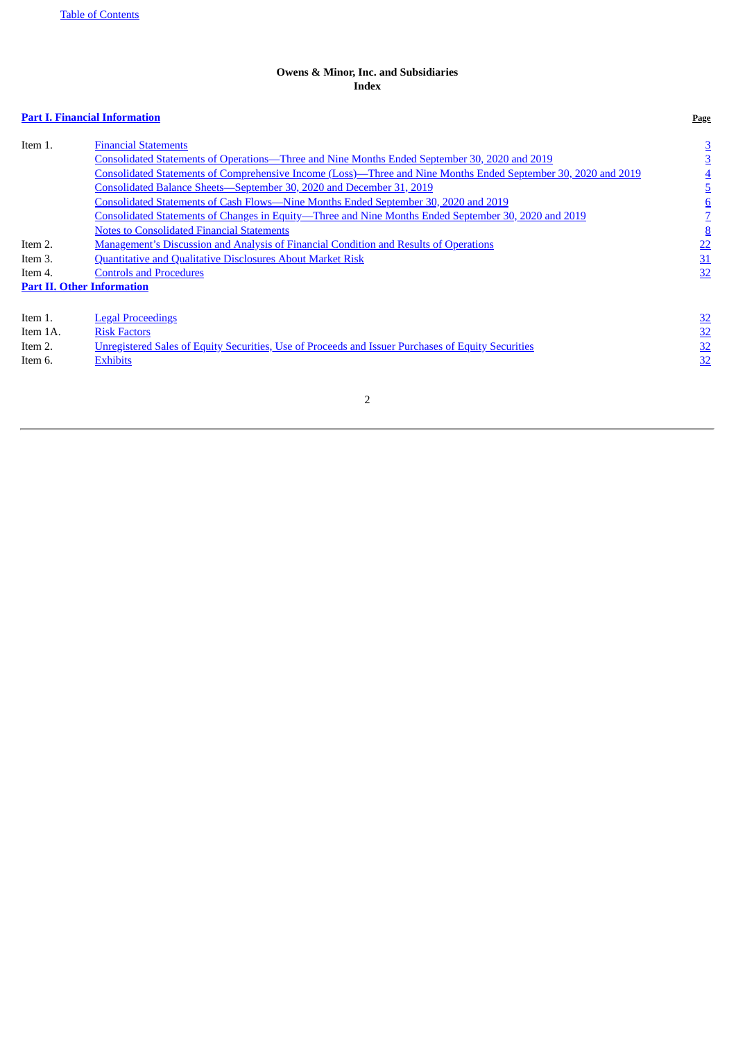**Owens & Minor, Inc. and Subsidiaries**
**Index**

| **Part I. Financial Information** | | **Page** |
|---|---|---|
| Item 1. | Financial Statements | 3 |
| | Consolidated Statements of Operations—Three and Nine Months Ended September 30, 2020 and 2019 | 3 |
| | Consolidated Statements of Comprehensive Income (Loss)—Three and Nine Months Ended September 30, 2020 and 2019 | 4 |
| | Consolidated Balance Sheets—September 30, 2020 and December 31, 2019 | 5 |
| | Consolidated Statements of Cash Flows—Nine Months Ended September 30, 2020 and 2019 | 6 |
| | Consolidated Statements of Changes in Equity—Three and Nine Months Ended September 30, 2020 and 2019 | 7 |
| | Notes to Consolidated Financial Statements | 8 |
| Item 2. | Management's Discussion and Analysis of Financial Condition and Results of Operations | 22 |
| Item 3. | Quantitative and Qualitative Disclosures About Market Risk | 31 |
| Item 4. | Controls and Procedures | 32 |
| **Part II. Other Information** | | |
| Item 1. | Legal Proceedings | 32 |
| Item 1A. | Risk Factors | 32 |
| Item 2. | Unregistered Sales of Equity Securities, Use of Proceeds and Issuer Purchases of Equity Securities | 32 |
| Item 6. | Exhibits | 32 |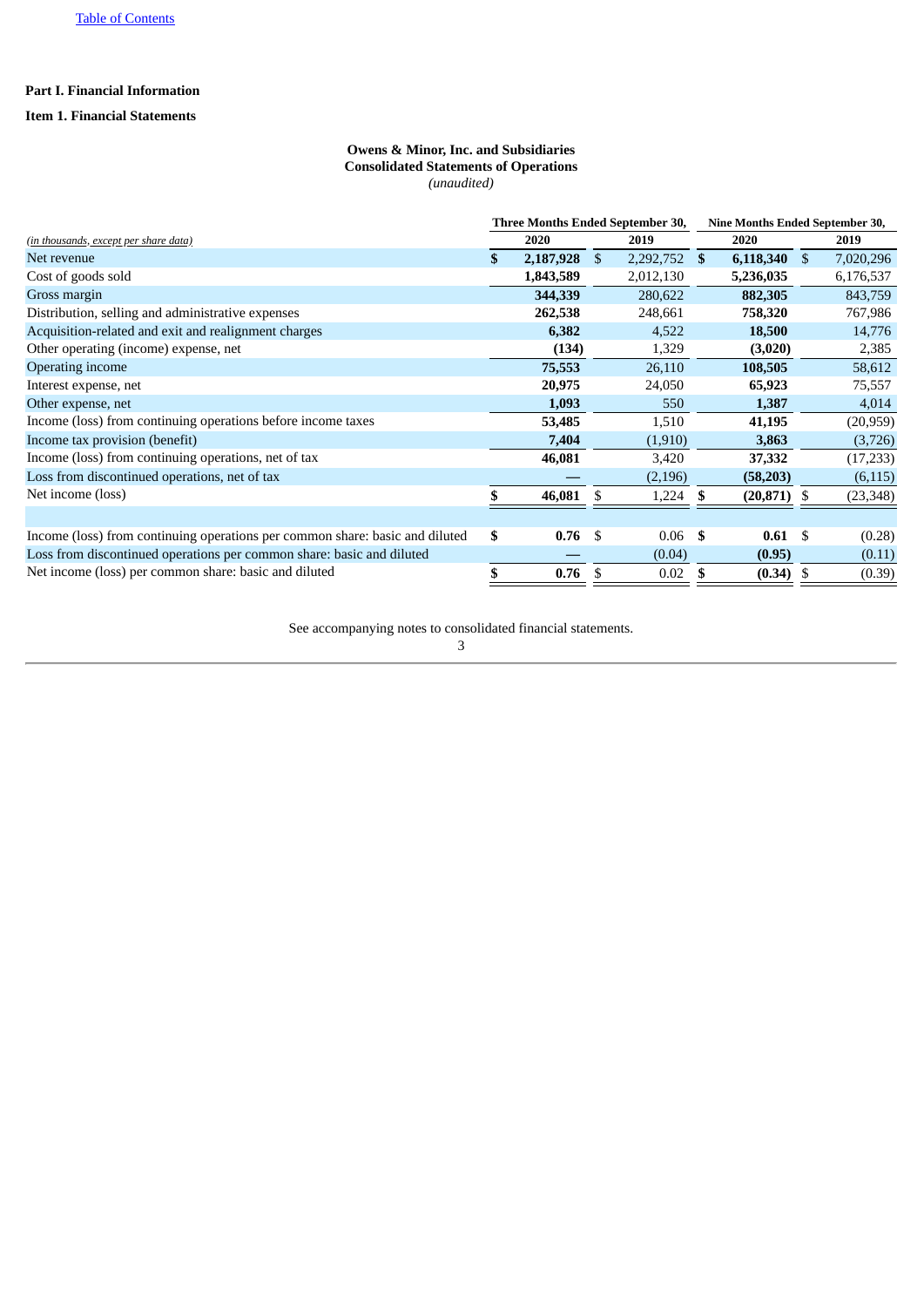[Table of Contents](#)

**Part I. Financial Information**

**Item 1. Financial Statements**

**Owens & Minor, Inc. and Subsidiaries**
**Consolidated Statements of Operations**
*(unaudited)*

| *(in thousands, except per share data)* | Three Months Ended September 30, 2020 | Three Months Ended September 30, 2019 | Nine Months Ended September 30, 2020 | Nine Months Ended September 30, 2019 |
|---|---|---|---|---|
| Net revenue | **$ 2,187,928** | $ 2,292,752 | **$ 6,118,340** | $ 7,020,296 |
| Cost of goods sold | **1,843,589** | 2,012,130 | **5,236,035** | 6,176,537 |
| Gross margin | **344,339** | 280,622 | **882,305** | 843,759 |
| Distribution, selling and administrative expenses | **262,538** | 248,661 | **758,320** | 767,986 |
| Acquisition-related and exit and realignment charges | **6,382** | 4,522 | **18,500** | 14,776 |
| Other operating (income) expense, net | **(134)** | 1,329 | **(3,020)** | 2,385 |
| Operating income | **75,553** | 26,110 | **108,505** | 58,612 |
| Interest expense, net | **20,975** | 24,050 | **65,923** | 75,557 |
| Other expense, net | **1,093** | 550 | **1,387** | 4,014 |
| Income (loss) from continuing operations before income taxes | **53,485** | 1,510 | **41,195** | (20,959) |
| Income tax provision (benefit) | **7,404** | (1,910) | **3,863** | (3,726) |
| Income (loss) from continuing operations, net of tax | **46,081** | 3,420 | **37,332** | (17,233) |
| Loss from discontinued operations, net of tax | **—** | (2,196) | **(58,203)** | (6,115) |
| Net income (loss) | **$ 46,081** | $ 1,224 | **$ (20,871)** | $ (23,348) |
| | | | | |
| Income (loss) from continuing operations per common share: basic and diluted | **$ 0.76** | $ 0.06 | **$ 0.61** | $ (0.28) |
| Loss from discontinued operations per common share: basic and diluted | **—** | (0.04) | **(0.95)** | (0.11) |
| Net income (loss) per common share: basic and diluted | **$ 0.76** | $ 0.02 | **$ (0.34)** | $ (0.39) |

See accompanying notes to consolidated financial statements.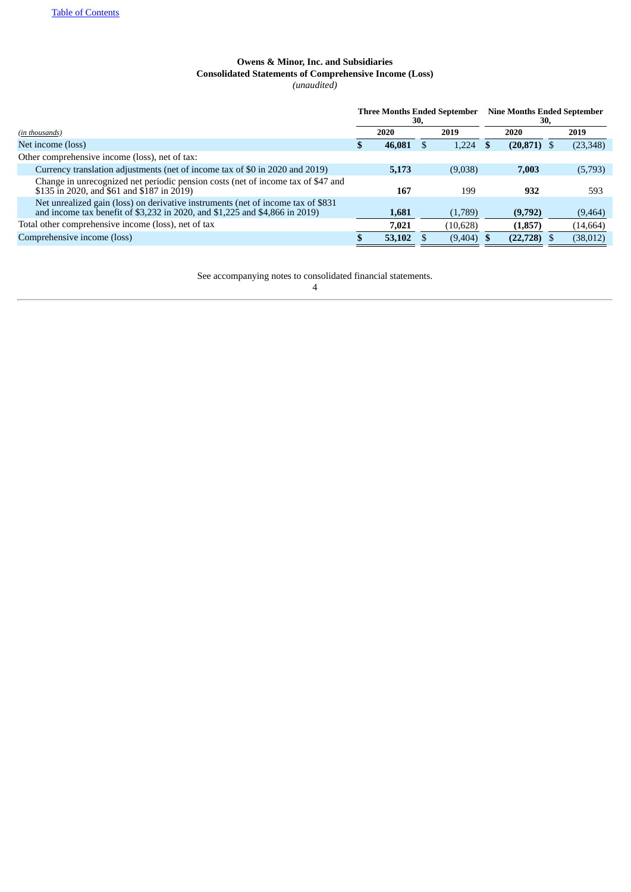**Owens & Minor, Inc. and Subsidiaries**
**Consolidated Statements of Comprehensive Income (Loss)**
*(unaudited)*

| *(in thousands)* | Three Months Ended September 30, | | Nine Months Ended September 30, | |
|---|---|---|---|---|
| | **2020** | **2019** | **2020** | **2019** |
| Net income (loss) | **$ 46,081** | $ 1,224 | **$ (20,871)** | $ (23,348) |
| Other comprehensive income (loss), net of tax: | | | | |
| Currency translation adjustments (net of income tax of $0 in 2020 and 2019) | **5,173** | (9,038) | **7,003** | (5,793) |
| Change in unrecognized net periodic pension costs (net of income tax of $47 and $135 in 2020, and $61 and $187 in 2019) | **167** | 199 | **932** | 593 |
| Net unrealized gain (loss) on derivative instruments (net of income tax of $831 and income tax benefit of $3,232 in 2020, and $1,225 and $4,866 in 2019) | **1,681** | (1,789) | **(9,792)** | (9,464) |
| Total other comprehensive income (loss), net of tax | **7,021** | (10,628) | **(1,857)** | (14,664) |
| Comprehensive income (loss) | **$ 53,102** | $ (9,404) | **$ (22,728)** | $ (38,012) |

See accompanying notes to consolidated financial statements.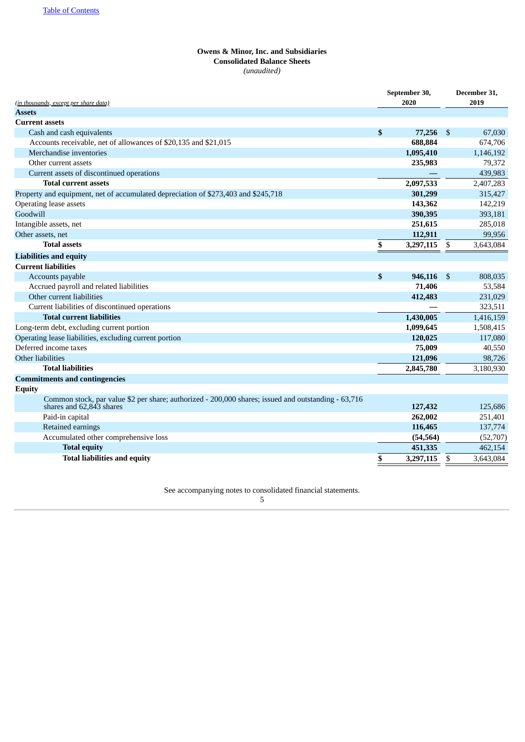**Owens & Minor, Inc. and Subsidiaries**
**Consolidated Balance Sheets**
*(unaudited)*

| *(in thousands, except per share data)* | September 30, 2020 | December 31, 2019 |
|---|---|---|
| **Assets** | | |
| **Current assets** | | |
| Cash and cash equivalents | **$ 77,256** | $ 67,030 |
| Accounts receivable, net of allowances of $20,135 and $21,015 | **688,884** | 674,706 |
| Merchandise inventories | **1,095,410** | 1,146,192 |
| Other current assets | **235,983** | 79,372 |
| Current assets of discontinued operations | **—** | 439,983 |
| **Total current assets** | **2,097,533** | 2,407,283 |
| Property and equipment, net of accumulated depreciation of $273,403 and $245,718 | **301,299** | 315,427 |
| Operating lease assets | **143,362** | 142,219 |
| Goodwill | **390,395** | 393,181 |
| Intangible assets, net | **251,615** | 285,018 |
| Other assets, net | **112,911** | 99,956 |
| **Total assets** | **$ 3,297,115** | $ 3,643,084 |
| **Liabilities and equity** | | |
| **Current liabilities** | | |
| Accounts payable | **$ 946,116** | $ 808,035 |
| Accrued payroll and related liabilities | **71,406** | 53,584 |
| Other current liabilities | **412,483** | 231,029 |
| Current liabilities of discontinued operations | — | 323,511 |
| **Total current liabilities** | **1,430,005** | 1,416,159 |
| Long-term debt, excluding current portion | **1,099,645** | 1,508,415 |
| Operating lease liabilities, excluding current portion | **120,025** | 117,080 |
| Deferred income taxes | **75,009** | 40,550 |
| Other liabilities | **121,096** | 98,726 |
| **Total liabilities** | **2,845,780** | 3,180,930 |
| **Commitments and contingencies** | | |
| **Equity** | | |
| Common stock, par value $2 per share; authorized - 200,000 shares; issued and outstanding - 63,716 shares and 62,843 shares | **127,432** | 125,686 |
| Paid-in capital | **262,002** | 251,401 |
| Retained earnings | **116,465** | 137,774 |
| Accumulated other comprehensive loss | **(54,564)** | (52,707) |
| **Total equity** | **451,335** | 462,154 |
| **Total liabilities and equity** | **$ 3,297,115** | $ 3,643,084 |

See accompanying notes to consolidated financial statements.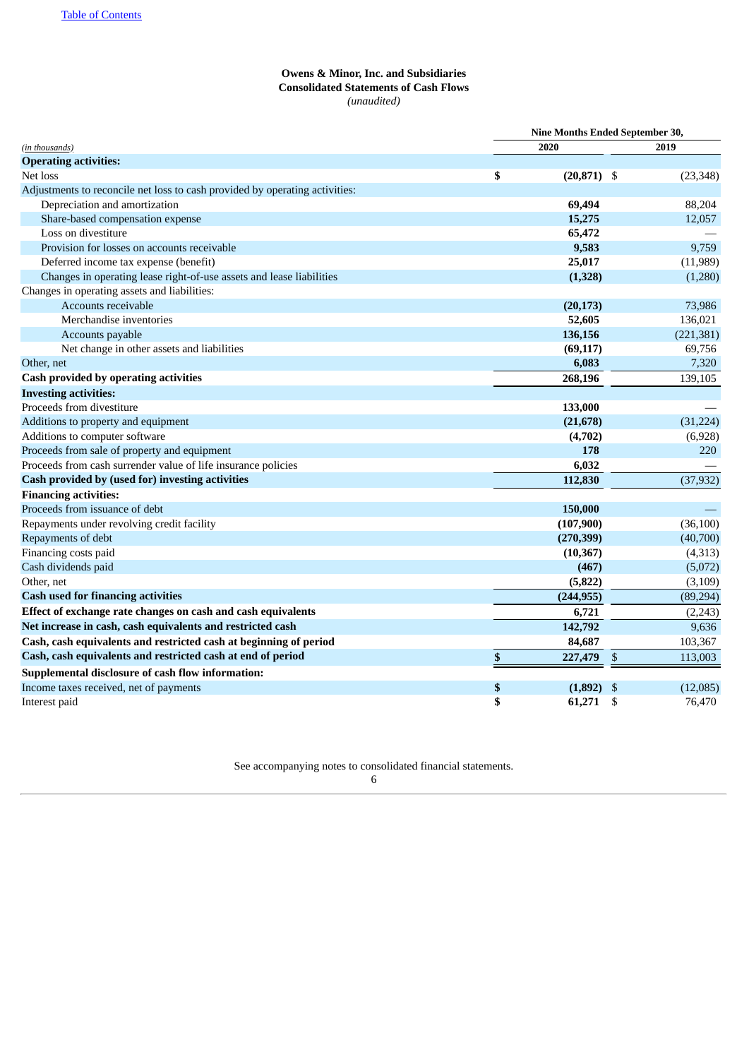# Owens & Minor, Inc. and Subsidiaries
## Consolidated Statements of Cash Flows
*(unaudited)*

| *(in thousands)* | Nine Months Ended September 30, 2020 | 2019 |
|---|---|---|
| **Operating activities:** | | |
| Net loss | **$ (20,871)** | $ (23,348) |
| Adjustments to reconcile net loss to cash provided by operating activities: | | |
| Depreciation and amortization | **69,494** | 88,204 |
| Share-based compensation expense | **15,275** | 12,057 |
| Loss on divestiture | **65,472** | — |
| Provision for losses on accounts receivable | **9,583** | 9,759 |
| Deferred income tax expense (benefit) | **25,017** | (11,989) |
| Changes in operating lease right-of-use assets and lease liabilities | **(1,328)** | (1,280) |
| Changes in operating assets and liabilities: | | |
| Accounts receivable | **(20,173)** | 73,986 |
| Merchandise inventories | **52,605** | 136,021 |
| Accounts payable | **136,156** | (221,381) |
| Net change in other assets and liabilities | **(69,117)** | 69,756 |
| Other, net | **6,083** | 7,320 |
| **Cash provided by operating activities** | **268,196** | 139,105 |
| **Investing activities:** | | |
| Proceeds from divestiture | **133,000** | — |
| Additions to property and equipment | **(21,678)** | (31,224) |
| Additions to computer software | **(4,702)** | (6,928) |
| Proceeds from sale of property and equipment | **178** | 220 |
| Proceeds from cash surrender value of life insurance policies | **6,032** | — |
| **Cash provided by (used for) investing activities** | **112,830** | (37,932) |
| **Financing activities:** | | |
| Proceeds from issuance of debt | **150,000** | — |
| Repayments under revolving credit facility | **(107,900)** | (36,100) |
| Repayments of debt | **(270,399)** | (40,700) |
| Financing costs paid | **(10,367)** | (4,313) |
| Cash dividends paid | **(467)** | (5,072) |
| Other, net | **(5,822)** | (3,109) |
| **Cash used for financing activities** | **(244,955)** | (89,294) |
| **Effect of exchange rate changes on cash and cash equivalents** | **6,721** | (2,243) |
| **Net increase in cash, cash equivalents and restricted cash** | **142,792** | 9,636 |
| **Cash, cash equivalents and restricted cash at beginning of period** | **84,687** | 103,367 |
| **Cash, cash equivalents and restricted cash at end of period** | **$ 227,479** | $ 113,003 |
| **Supplemental disclosure of cash flow information:** | | |
| Income taxes received, net of payments | **$ (1,892)** | $ (12,085) |
| Interest paid | **$ 61,271** | $ 76,470 |

See accompanying notes to consolidated financial statements.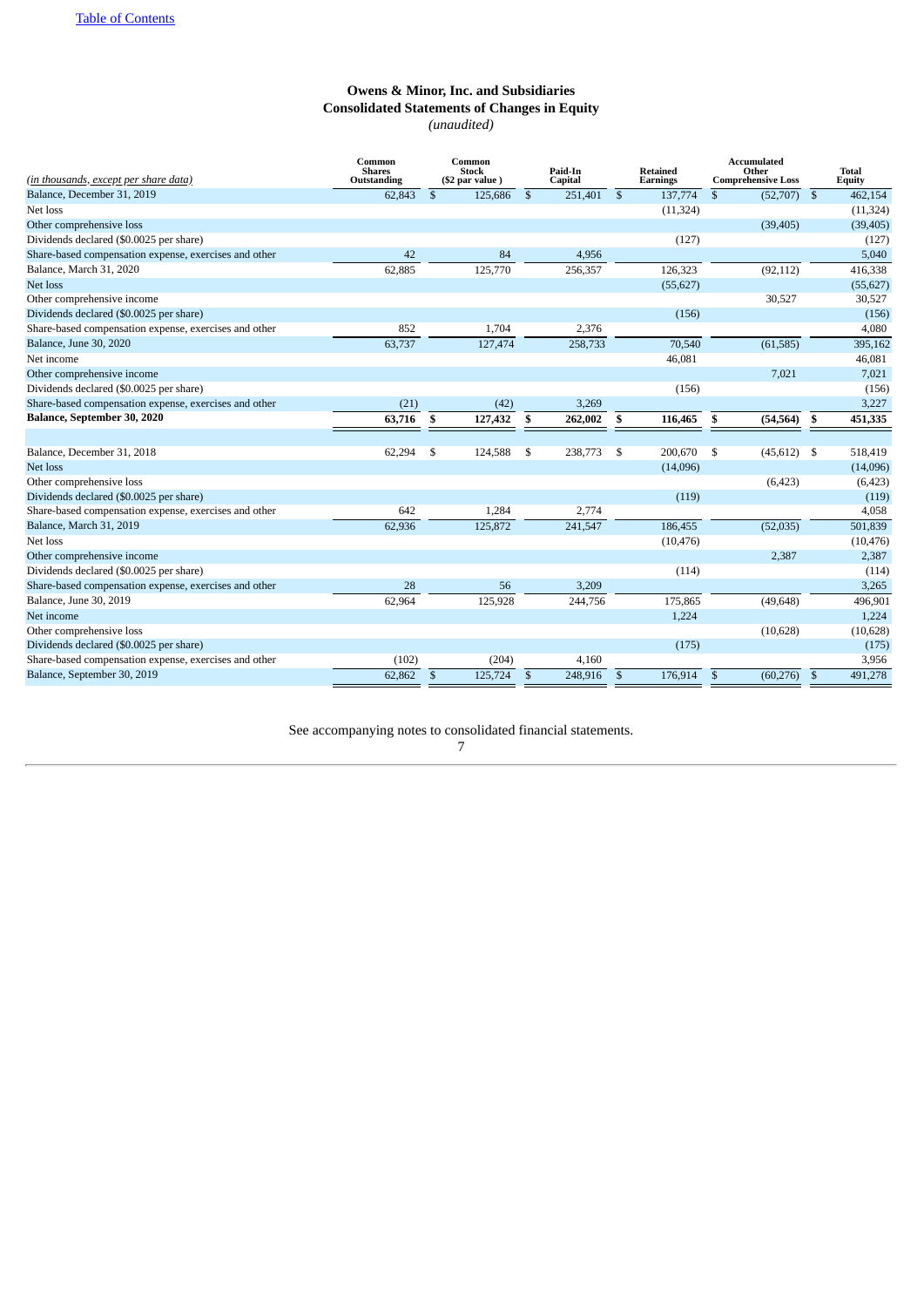Table of Contents

# Owens & Minor, Inc. and Subsidiaries
## Consolidated Statements of Changes in Equity
*(unaudited)*

| *(in thousands, except per share data)* | Common Shares Outstanding | Common Stock ($2 par value ) | Paid-In Capital | Retained Earnings | Accumulated Other Comprehensive Loss | Total Equity |
|---|---|---|---|---|---|---|
| Balance, December 31, 2019 | 62,843 | $ 125,686 | $ 251,401 | $ 137,774 | $ (52,707) | $ 462,154 |
| Net loss | | | | (11,324) | | (11,324) |
| Other comprehensive loss | | | | | (39,405) | (39,405) |
| Dividends declared ($0.0025 per share) | | | | (127) | | (127) |
| Share-based compensation expense, exercises and other | 42 | 84 | 4,956 | | | 5,040 |
| Balance, March 31, 2020 | 62,885 | 125,770 | 256,357 | 126,323 | (92,112) | 416,338 |
| Net loss | | | | (55,627) | | (55,627) |
| Other comprehensive income | | | | | 30,527 | 30,527 |
| Dividends declared ($0.0025 per share) | | | | (156) | | (156) |
| Share-based compensation expense, exercises and other | 852 | 1,704 | 2,376 | | | 4,080 |
| Balance, June 30, 2020 | 63,737 | 127,474 | 258,733 | 70,540 | (61,585) | 395,162 |
| Net income | | | | 46,081 | | 46,081 |
| Other comprehensive income | | | | | 7,021 | 7,021 |
| Dividends declared ($0.0025 per share) | | | | (156) | | (156) |
| Share-based compensation expense, exercises and other | (21) | (42) | 3,269 | | | 3,227 |
| **Balance, September 30, 2020** | **63,716** | **$ 127,432** | **$ 262,002** | **$ 116,465** | **$ (54,564)** | **$ 451,335** |
| | | | | | | |
| Balance, December 31, 2018 | 62,294 | $ 124,588 | $ 238,773 | $ 200,670 | $ (45,612) | $ 518,419 |
| Net loss | | | | (14,096) | | (14,096) |
| Other comprehensive loss | | | | | (6,423) | (6,423) |
| Dividends declared ($0.0025 per share) | | | | (119) | | (119) |
| Share-based compensation expense, exercises and other | 642 | 1,284 | 2,774 | | | 4,058 |
| Balance, March 31, 2019 | 62,936 | 125,872 | 241,547 | 186,455 | (52,035) | 501,839 |
| Net loss | | | | (10,476) | | (10,476) |
| Other comprehensive income | | | | | 2,387 | 2,387 |
| Dividends declared ($0.0025 per share) | | | | (114) | | (114) |
| Share-based compensation expense, exercises and other | 28 | 56 | 3,209 | | | 3,265 |
| Balance, June 30, 2019 | 62,964 | 125,928 | 244,756 | 175,865 | (49,648) | 496,901 |
| Net income | | | | 1,224 | | 1,224 |
| Other comprehensive loss | | | | | (10,628) | (10,628) |
| Dividends declared ($0.0025 per share) | | | | (175) | | (175) |
| Share-based compensation expense, exercises and other | (102) | (204) | 4,160 | | | 3,956 |
| Balance, September 30, 2019 | 62,862 | $ 125,724 | $ 248,916 | $ 176,914 | $ (60,276) | $ 491,278 |

See accompanying notes to consolidated financial statements.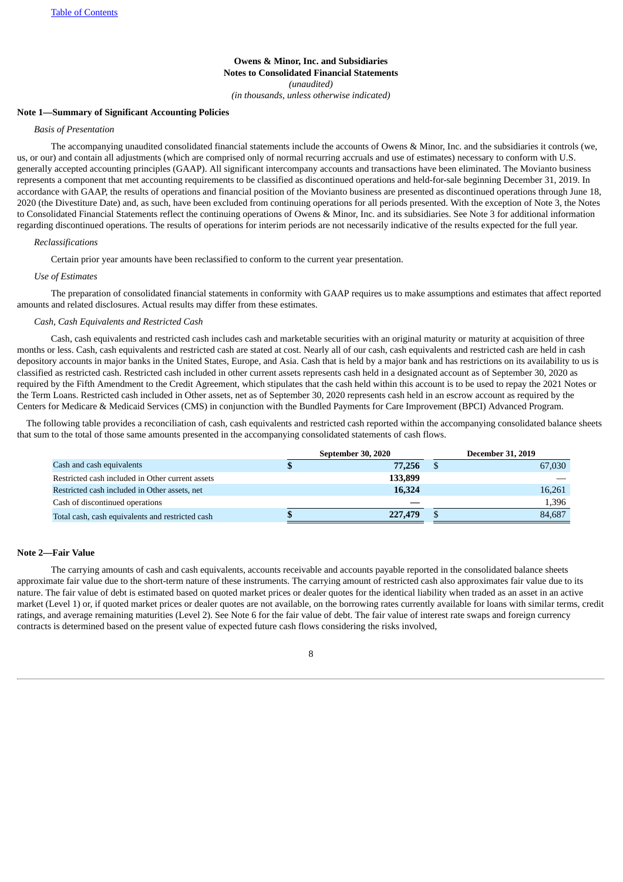Table of Contents

**Owens & Minor, Inc. and Subsidiaries**
**Notes to Consolidated Financial Statements**
*(unaudited)*
*(in thousands, unless otherwise indicated)*

## Note 1—Summary of Significant Accounting Policies

*Basis of Presentation*

The accompanying unaudited consolidated financial statements include the accounts of Owens & Minor, Inc. and the subsidiaries it controls (we, us, or our) and contain all adjustments (which are comprised only of normal recurring accruals and use of estimates) necessary to conform with U.S. generally accepted accounting principles (GAAP). All significant intercompany accounts and transactions have been eliminated. The Movianto business represents a component that met accounting requirements to be classified as discontinued operations and held-for-sale beginning December 31, 2019. In accordance with GAAP, the results of operations and financial position of the Movianto business are presented as discontinued operations through June 18, 2020 (the Divestiture Date) and, as such, have been excluded from continuing operations for all periods presented. With the exception of Note 3, the Notes to Consolidated Financial Statements reflect the continuing operations of Owens & Minor, Inc. and its subsidiaries. See Note 3 for additional information regarding discontinued operations. The results of operations for interim periods are not necessarily indicative of the results expected for the full year.

*Reclassifications*

Certain prior year amounts have been reclassified to conform to the current year presentation.

*Use of Estimates*

The preparation of consolidated financial statements in conformity with GAAP requires us to make assumptions and estimates that affect reported amounts and related disclosures. Actual results may differ from these estimates.

*Cash, Cash Equivalents and Restricted Cash*

Cash, cash equivalents and restricted cash includes cash and marketable securities with an original maturity or maturity at acquisition of three months or less. Cash, cash equivalents and restricted cash are stated at cost. Nearly all of our cash, cash equivalents and restricted cash are held in cash depository accounts in major banks in the United States, Europe, and Asia. Cash that is held by a major bank and has restrictions on its availability to us is classified as restricted cash. Restricted cash included in other current assets represents cash held in a designated account as of September 30, 2020 as required by the Fifth Amendment to the Credit Agreement, which stipulates that the cash held within this account is to be used to repay the 2021 Notes or the Term Loans. Restricted cash included in Other assets, net as of September 30, 2020 represents cash held in an escrow account as required by the Centers for Medicare & Medicaid Services (CMS) in conjunction with the Bundled Payments for Care Improvement (BPCI) Advanced Program.

The following table provides a reconciliation of cash, cash equivalents and restricted cash reported within the accompanying consolidated balance sheets that sum to the total of those same amounts presented in the accompanying consolidated statements of cash flows.

| | September 30, 2020 | December 31, 2019 |
|---|---|---|
| Cash and cash equivalents | **$ 77,256** | $ 67,030 |
| Restricted cash included in Other current assets | **133,899** | — |
| Restricted cash included in Other assets, net | **16,324** | 16,261 |
| Cash of discontinued operations | **—** | 1,396 |
| Total cash, cash equivalents and restricted cash | **$ 227,479** | $ 84,687 |

## Note 2—Fair Value

The carrying amounts of cash and cash equivalents, accounts receivable and accounts payable reported in the consolidated balance sheets approximate fair value due to the short-term nature of these instruments. The carrying amount of restricted cash also approximates fair value due to its nature. The fair value of debt is estimated based on quoted market prices or dealer quotes for the identical liability when traded as an asset in an active market (Level 1) or, if quoted market prices or dealer quotes are not available, on the borrowing rates currently available for loans with similar terms, credit ratings, and average remaining maturities (Level 2). See Note 6 for the fair value of debt. The fair value of interest rate swaps and foreign currency contracts is determined based on the present value of expected future cash flows considering the risks involved,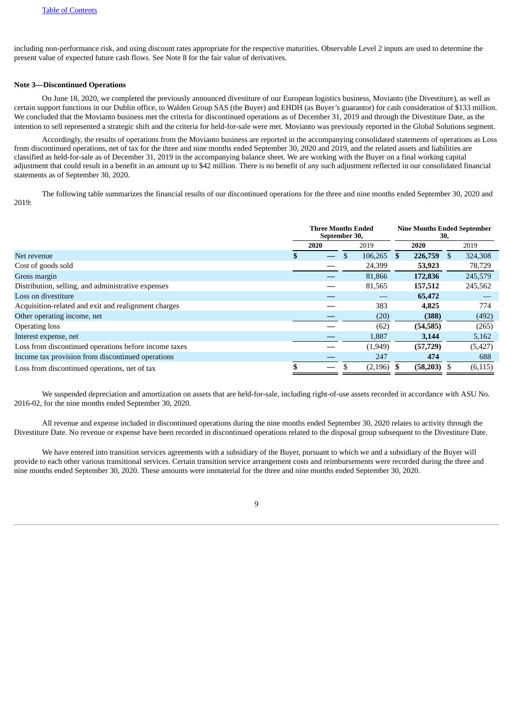including non-performance risk, and using discount rates appropriate for the respective maturities. Observable Level 2 inputs are used to determine the present value of expected future cash flows. See Note 8 for the fair value of derivatives.

**Note 3—Discontinued Operations**

On June 18, 2020, we completed the previously announced divestiture of our European logistics business, Movianto (the Divestiture), as well as certain support functions in our Dublin office, to Walden Group SAS (the Buyer) and EHDH (as Buyer's guarantor) for cash consideration of $133 million. We concluded that the Movianto business met the criteria for discontinued operations as of December 31, 2019 and through the Divestiture Date, as the intention to sell represented a strategic shift and the criteria for held-for-sale were met. Movianto was previously reported in the Global Solutions segment.

Accordingly, the results of operations from the Movianto business are reported in the accompanying consolidated statements of operations as Loss from discontinued operations, net of tax for the three and nine months ended September 30, 2020 and 2019, and the related assets and liabilities are classified as held-for-sale as of December 31, 2019 in the accompanying balance sheet. We are working with the Buyer on a final working capital adjustment that could result in a benefit in an amount up to $42 million. There is no benefit of any such adjustment reflected in our consolidated financial statements as of September 30, 2020.

The following table summarizes the financial results of our discontinued operations for the three and nine months ended September 30, 2020 and 2019:

| | Three Months Ended September 30, | | Nine Months Ended September 30, | |
|---|---|---|---|---|
| | **2020** | 2019 | **2020** | 2019 |
| Net revenue | **$ —** | $ 106,265 | **$ 226,759** | $ 324,308 |
| Cost of goods sold | **—** | 24,399 | **53,923** | 78,729 |
| Gross margin | **—** | 81,866 | **172,836** | 245,579 |
| Distribution, selling, and administrative expenses | **—** | 81,565 | **157,512** | 245,562 |
| Loss on divestiture | **—** | — | **65,472** | — |
| Acquisition-related and exit and realignment charges | **—** | 383 | **4,825** | 774 |
| Other operating income, net | **—** | (20) | **(388)** | (492) |
| Operating loss | **—** | (62) | **(54,585)** | (265) |
| Interest expense, net | **—** | 1,887 | **3,144** | 5,162 |
| Loss from discontinued operations before income taxes | **—** | (1,949) | **(57,729)** | (5,427) |
| Income tax provision from discontinued operations | **—** | 247 | **474** | 688 |
| Loss from discontinued operations, net of tax | **$ —** | $ (2,196) | **$ (58,203)** | $ (6,115) |

We suspended depreciation and amortization on assets that are held-for-sale, including right-of-use assets recorded in accordance with ASU No. 2016-02, for the nine months ended September 30, 2020.

All revenue and expense included in discontinued operations during the nine months ended September 30, 2020 relates to activity through the Divestiture Date. No revenue or expense have been recorded in discontinued operations related to the disposal group subsequent to the Divestiture Date.

We have entered into transition services agreements with a subsidiary of the Buyer, pursuant to which we and a subsidiary of the Buyer will provide to each other various transitional services. Certain transition service arrangement costs and reimbursements were recorded during the three and nine months ended September 30, 2020. These amounts were immaterial for the three and nine months ended September 30, 2020.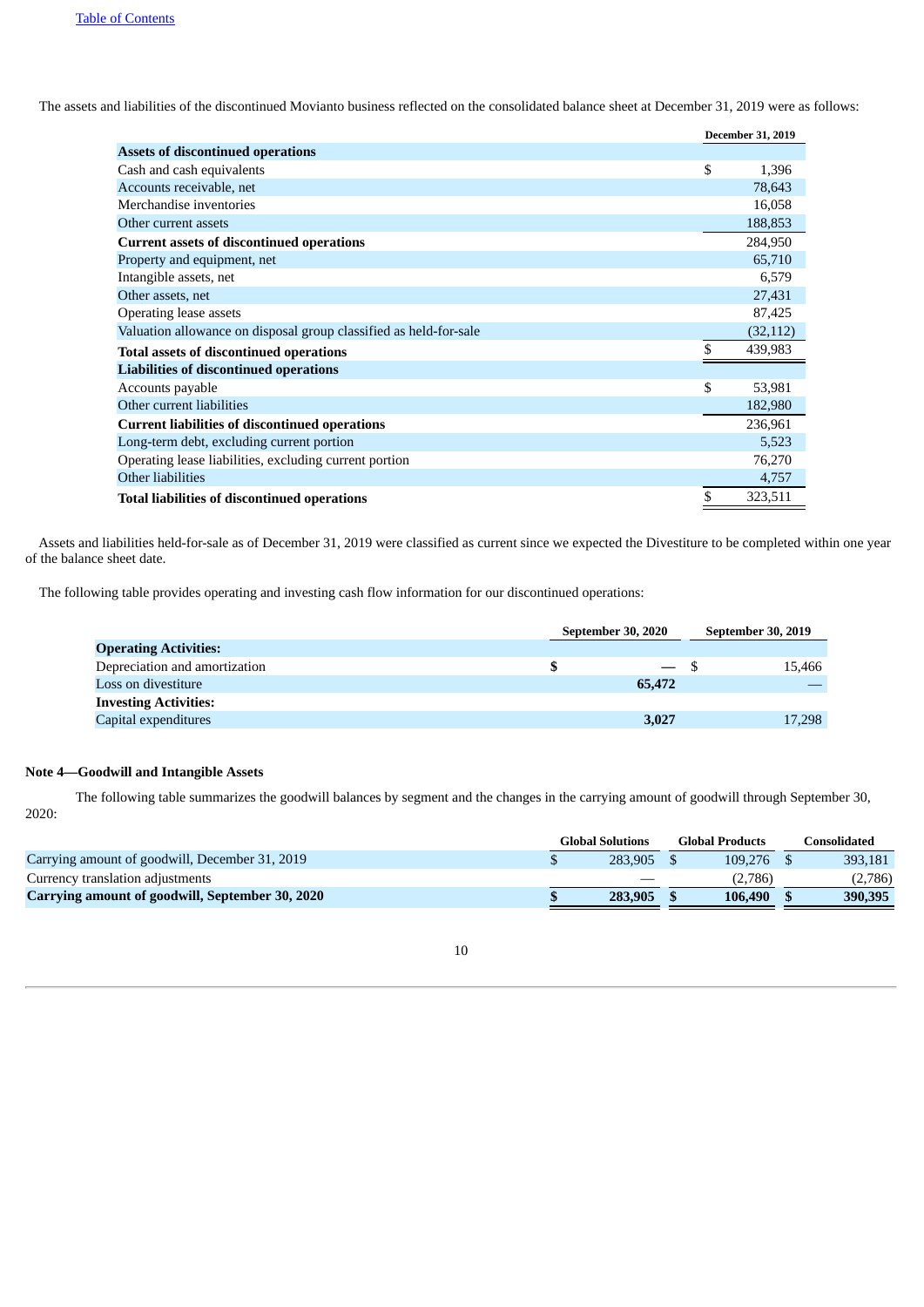The assets and liabilities of the discontinued Movianto business reflected on the consolidated balance sheet at December 31, 2019 were as follows:

| | December 31, 2019 |
|---|---|
| **Assets of discontinued operations** | |
| Cash and cash equivalents | $ 1,396 |
| Accounts receivable, net | 78,643 |
| Merchandise inventories | 16,058 |
| Other current assets | 188,853 |
| **Current assets of discontinued operations** | 284,950 |
| Property and equipment, net | 65,710 |
| Intangible assets, net | 6,579 |
| Other assets, net | 27,431 |
| Operating lease assets | 87,425 |
| Valuation allowance on disposal group classified as held-for-sale | (32,112) |
| **Total assets of discontinued operations** | $ 439,983 |
| **Liabilities of discontinued operations** | |
| Accounts payable | $ 53,981 |
| Other current liabilities | 182,980 |
| **Current liabilities of discontinued operations** | 236,961 |
| Long-term debt, excluding current portion | 5,523 |
| Operating lease liabilities, excluding current portion | 76,270 |
| Other liabilities | 4,757 |
| **Total liabilities of discontinued operations** | $ 323,511 |

Assets and liabilities held-for-sale as of December 31, 2019 were classified as current since we expected the Divestiture to be completed within one year of the balance sheet date.

The following table provides operating and investing cash flow information for our discontinued operations:

| | September 30, 2020 | September 30, 2019 |
|---|---|---|
| **Operating Activities:** | | |
| Depreciation and amortization | **$ —** | $ 15,466 |
| Loss on divestiture | **65,472** | — |
| **Investing Activities:** | | |
| Capital expenditures | **3,027** | 17,298 |

**Note 4—Goodwill and Intangible Assets**

The following table summarizes the goodwill balances by segment and the changes in the carrying amount of goodwill through September 30, 2020:

| | Global Solutions | Global Products | Consolidated |
|---|---|---|---|
| Carrying amount of goodwill, December 31, 2019 | $ 283,905 | $ 109,276 | $ 393,181 |
| Currency translation adjustments | — | (2,786) | (2,786) |
| **Carrying amount of goodwill, September 30, 2020** | **$ 283,905** | **$ 106,490** | **$ 390,395** |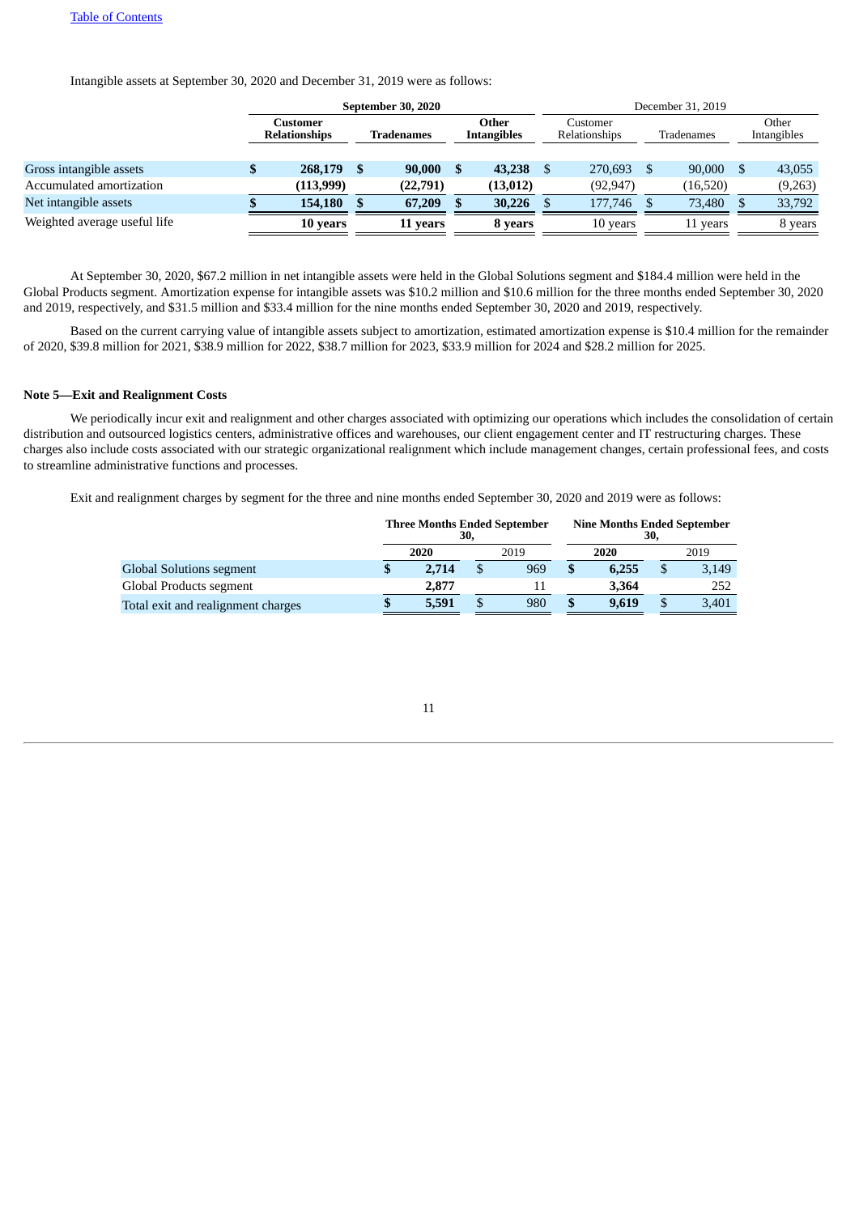Intangible assets at September 30, 2020 and December 31, 2019 were as follows:

| | September 30, 2020 | | | December 31, 2019 | | |
|---|---|---|---|---|---|---|
| | **Customer Relationships** | **Tradenames** | **Other Intangibles** | Customer Relationships | Tradenames | Other Intangibles |
| Gross intangible assets | **$ 268,179** | **$ 90,000** | **$ 43,238** | $ 270,693 | $ 90,000 | $ 43,055 |
| Accumulated amortization | **(113,999)** | **(22,791)** | **(13,012)** | (92,947) | (16,520) | (9,263) |
| Net intangible assets | **$ 154,180** | **$ 67,209** | **$ 30,226** | $ 177,746 | $ 73,480 | $ 33,792 |
| Weighted average useful life | **10 years** | **11 years** | **8 years** | 10 years | 11 years | 8 years |

At September 30, 2020, $67.2 million in net intangible assets were held in the Global Solutions segment and $184.4 million were held in the Global Products segment. Amortization expense for intangible assets was $10.2 million and $10.6 million for the three months ended September 30, 2020 and 2019, respectively, and $31.5 million and $33.4 million for the nine months ended September 30, 2020 and 2019, respectively.

Based on the current carrying value of intangible assets subject to amortization, estimated amortization expense is $10.4 million for the remainder of 2020, $39.8 million for 2021, $38.9 million for 2022, $38.7 million for 2023, $33.9 million for 2024 and $28.2 million for 2025.

### Note 5—Exit and Realignment Costs

We periodically incur exit and realignment and other charges associated with optimizing our operations which includes the consolidation of certain distribution and outsourced logistics centers, administrative offices and warehouses, our client engagement center and IT restructuring charges. These charges also include costs associated with our strategic organizational realignment which include management changes, certain professional fees, and costs to streamline administrative functions and processes.

Exit and realignment charges by segment for the three and nine months ended September 30, 2020 and 2019 were as follows:

| | Three Months Ended September 30, | | Nine Months Ended September 30, | |
|---|---|---|---|---|
| | **2020** | 2019 | **2020** | 2019 |
| Global Solutions segment | **$ 2,714** | $ 969 | **$ 6,255** | $ 3,149 |
| Global Products segment | **2,877** | 11 | **3,364** | 252 |
| Total exit and realignment charges | **$ 5,591** | $ 980 | **$ 9,619** | $ 3,401 |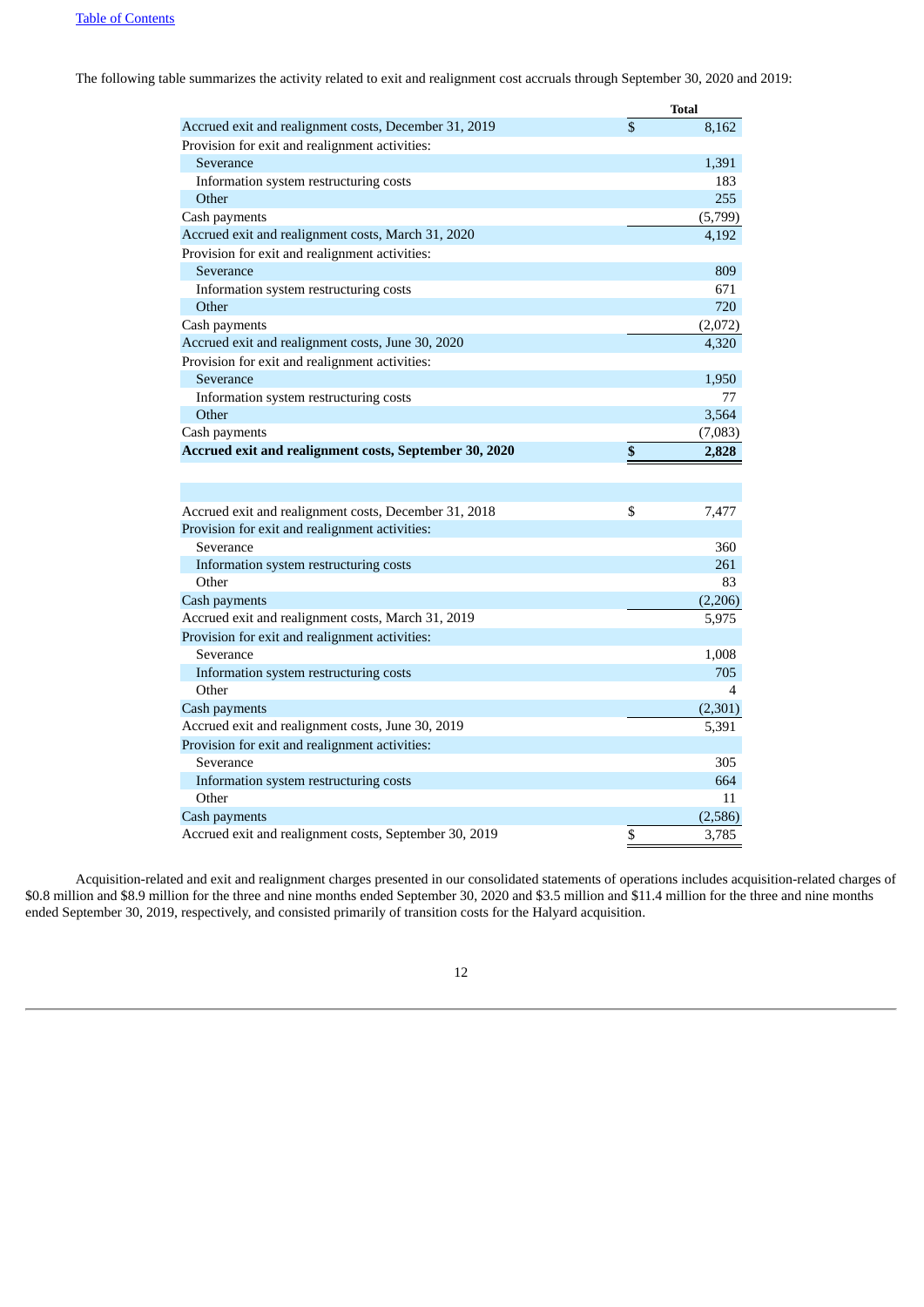The following table summarizes the activity related to exit and realignment cost accruals through September 30, 2020 and 2019:

| | Total |
|---|---|
| Accrued exit and realignment costs, December 31, 2019 | $ 8,162 |
| Provision for exit and realignment activities: | |
| Severance | 1,391 |
| Information system restructuring costs | 183 |
| Other | 255 |
| Cash payments | (5,799) |
| Accrued exit and realignment costs, March 31, 2020 | 4,192 |
| Provision for exit and realignment activities: | |
| Severance | 809 |
| Information system restructuring costs | 671 |
| Other | 720 |
| Cash payments | (2,072) |
| Accrued exit and realignment costs, June 30, 2020 | 4,320 |
| Provision for exit and realignment activities: | |
| Severance | 1,950 |
| Information system restructuring costs | 77 |
| Other | 3,564 |
| Cash payments | (7,083) |
| **Accrued exit and realignment costs, September 30, 2020** | **$ 2,828** |
| | |
| Accrued exit and realignment costs, December 31, 2018 | $ 7,477 |
| Provision for exit and realignment activities: | |
| Severance | 360 |
| Information system restructuring costs | 261 |
| Other | 83 |
| Cash payments | (2,206) |
| Accrued exit and realignment costs, March 31, 2019 | 5,975 |
| Provision for exit and realignment activities: | |
| Severance | 1,008 |
| Information system restructuring costs | 705 |
| Other | 4 |
| Cash payments | (2,301) |
| Accrued exit and realignment costs, June 30, 2019 | 5,391 |
| Provision for exit and realignment activities: | |
| Severance | 305 |
| Information system restructuring costs | 664 |
| Other | 11 |
| Cash payments | (2,586) |
| Accrued exit and realignment costs, September 30, 2019 | $ 3,785 |

Acquisition-related and exit and realignment charges presented in our consolidated statements of operations includes acquisition-related charges of $0.8 million and $8.9 million for the three and nine months ended September 30, 2020 and $3.5 million and $11.4 million for the three and nine months ended September 30, 2019, respectively, and consisted primarily of transition costs for the Halyard acquisition.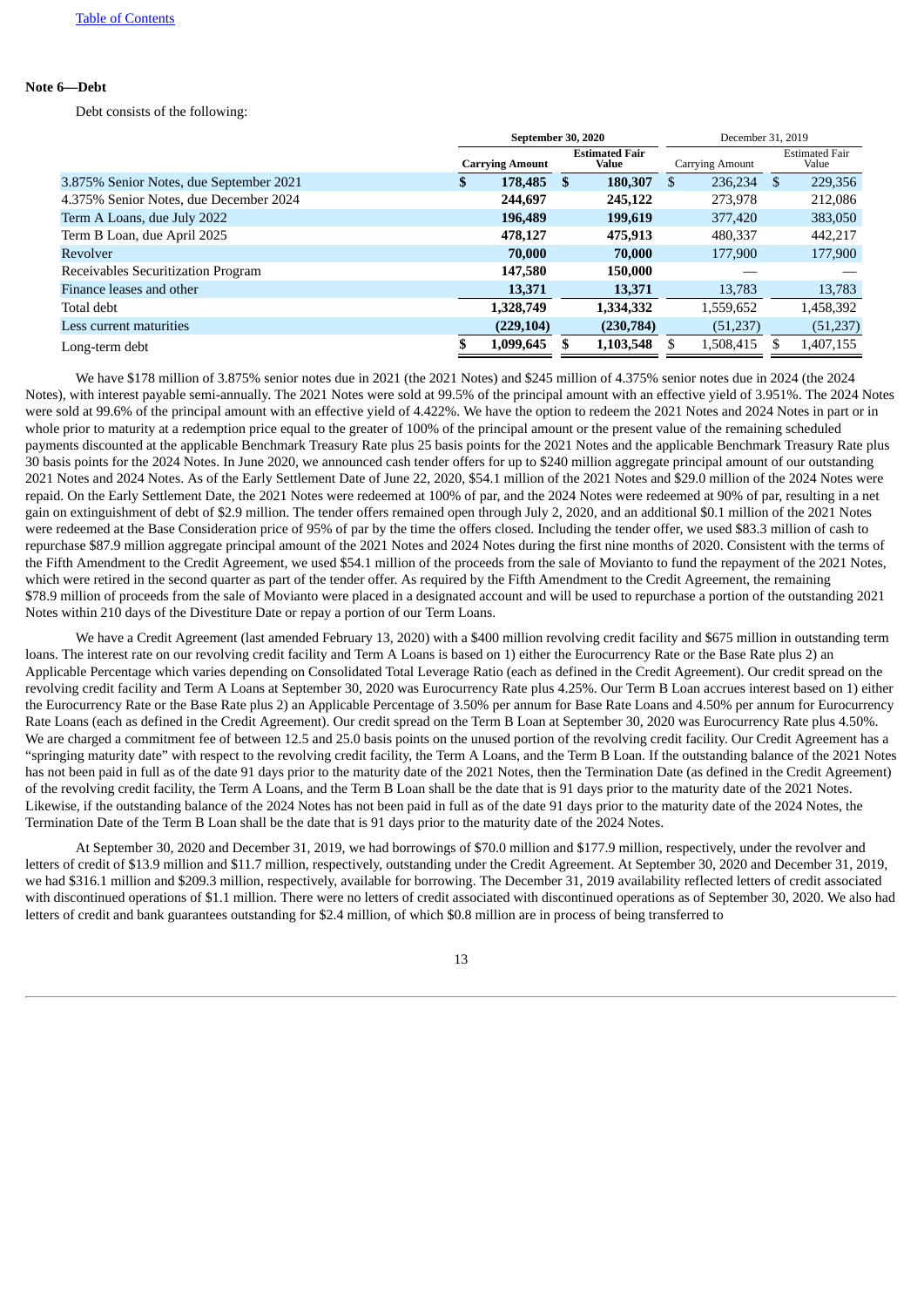**Note 6—Debt**

Debt consists of the following:

| | September 30, 2020 | | December 31, 2019 | |
|---|---|---|---|---|
| | **Carrying Amount** | **Estimated Fair Value** | Carrying Amount | Estimated Fair Value |
| 3.875% Senior Notes, due September 2021 | **$ 178,485** | **$ 180,307** | $ 236,234 | $ 229,356 |
| 4.375% Senior Notes, due December 2024 | **244,697** | **245,122** | 273,978 | 212,086 |
| Term A Loans, due July 2022 | **196,489** | **199,619** | 377,420 | 383,050 |
| Term B Loan, due April 2025 | **478,127** | **475,913** | 480,337 | 442,217 |
| Revolver | **70,000** | **70,000** | 177,900 | 177,900 |
| Receivables Securitization Program | **147,580** | **150,000** | — | — |
| Finance leases and other | **13,371** | **13,371** | 13,783 | 13,783 |
| Total debt | **1,328,749** | **1,334,332** | 1,559,652 | 1,458,392 |
| Less current maturities | **(229,104)** | **(230,784)** | (51,237) | (51,237) |
| Long-term debt | **$ 1,099,645** | **$ 1,103,548** | $ 1,508,415 | $ 1,407,155 |

We have $178 million of 3.875% senior notes due in 2021 (the 2021 Notes) and $245 million of 4.375% senior notes due in 2024 (the 2024 Notes), with interest payable semi-annually. The 2021 Notes were sold at 99.5% of the principal amount with an effective yield of 3.951%. The 2024 Notes were sold at 99.6% of the principal amount with an effective yield of 4.422%. We have the option to redeem the 2021 Notes and 2024 Notes in part or in whole prior to maturity at a redemption price equal to the greater of 100% of the principal amount or the present value of the remaining scheduled payments discounted at the applicable Benchmark Treasury Rate plus 25 basis points for the 2021 Notes and the applicable Benchmark Treasury Rate plus 30 basis points for the 2024 Notes. In June 2020, we announced cash tender offers for up to $240 million aggregate principal amount of our outstanding 2021 Notes and 2024 Notes. As of the Early Settlement Date of June 22, 2020, $54.1 million of the 2021 Notes and $29.0 million of the 2024 Notes were repaid. On the Early Settlement Date, the 2021 Notes were redeemed at 100% of par, and the 2024 Notes were redeemed at 90% of par, resulting in a net gain on extinguishment of debt of $2.9 million. The tender offers remained open through July 2, 2020, and an additional $0.1 million of the 2021 Notes were redeemed at the Base Consideration price of 95% of par by the time the offers closed. Including the tender offer, we used $83.3 million of cash to repurchase $87.9 million aggregate principal amount of the 2021 Notes and 2024 Notes during the first nine months of 2020. Consistent with the terms of the Fifth Amendment to the Credit Agreement, we used $54.1 million of the proceeds from the sale of Movianto to fund the repayment of the 2021 Notes, which were retired in the second quarter as part of the tender offer. As required by the Fifth Amendment to the Credit Agreement, the remaining $78.9 million of proceeds from the sale of Movianto were placed in a designated account and will be used to repurchase a portion of the outstanding 2021 Notes within 210 days of the Divestiture Date or repay a portion of our Term Loans.

We have a Credit Agreement (last amended February 13, 2020) with a $400 million revolving credit facility and $675 million in outstanding term loans. The interest rate on our revolving credit facility and Term A Loans is based on 1) either the Eurocurrency Rate or the Base Rate plus 2) an Applicable Percentage which varies depending on Consolidated Total Leverage Ratio (each as defined in the Credit Agreement). Our credit spread on the revolving credit facility and Term A Loans at September 30, 2020 was Eurocurrency Rate plus 4.25%. Our Term B Loan accrues interest based on 1) either the Eurocurrency Rate or the Base Rate plus 2) an Applicable Percentage of 3.50% per annum for Base Rate Loans and 4.50% per annum for Eurocurrency Rate Loans (each as defined in the Credit Agreement). Our credit spread on the Term B Loan at September 30, 2020 was Eurocurrency Rate plus 4.50%. We are charged a commitment fee of between 12.5 and 25.0 basis points on the unused portion of the revolving credit facility. Our Credit Agreement has a "springing maturity date" with respect to the revolving credit facility, the Term A Loans, and the Term B Loan. If the outstanding balance of the 2021 Notes has not been paid in full as of the date 91 days prior to the maturity date of the 2021 Notes, then the Termination Date (as defined in the Credit Agreement) of the revolving credit facility, the Term A Loans, and the Term B Loan shall be the date that is 91 days prior to the maturity date of the 2021 Notes. Likewise, if the outstanding balance of the 2024 Notes has not been paid in full as of the date 91 days prior to the maturity date of the 2024 Notes, the Termination Date of the Term B Loan shall be the date that is 91 days prior to the maturity date of the 2024 Notes.

At September 30, 2020 and December 31, 2019, we had borrowings of $70.0 million and $177.9 million, respectively, under the revolver and letters of credit of $13.9 million and $11.7 million, respectively, outstanding under the Credit Agreement. At September 30, 2020 and December 31, 2019, we had $316.1 million and $209.3 million, respectively, available for borrowing. The December 31, 2019 availability reflected letters of credit associated with discontinued operations of $1.1 million. There were no letters of credit associated with discontinued operations as of September 30, 2020. We also had letters of credit and bank guarantees outstanding for $2.4 million, of which $0.8 million are in process of being transferred to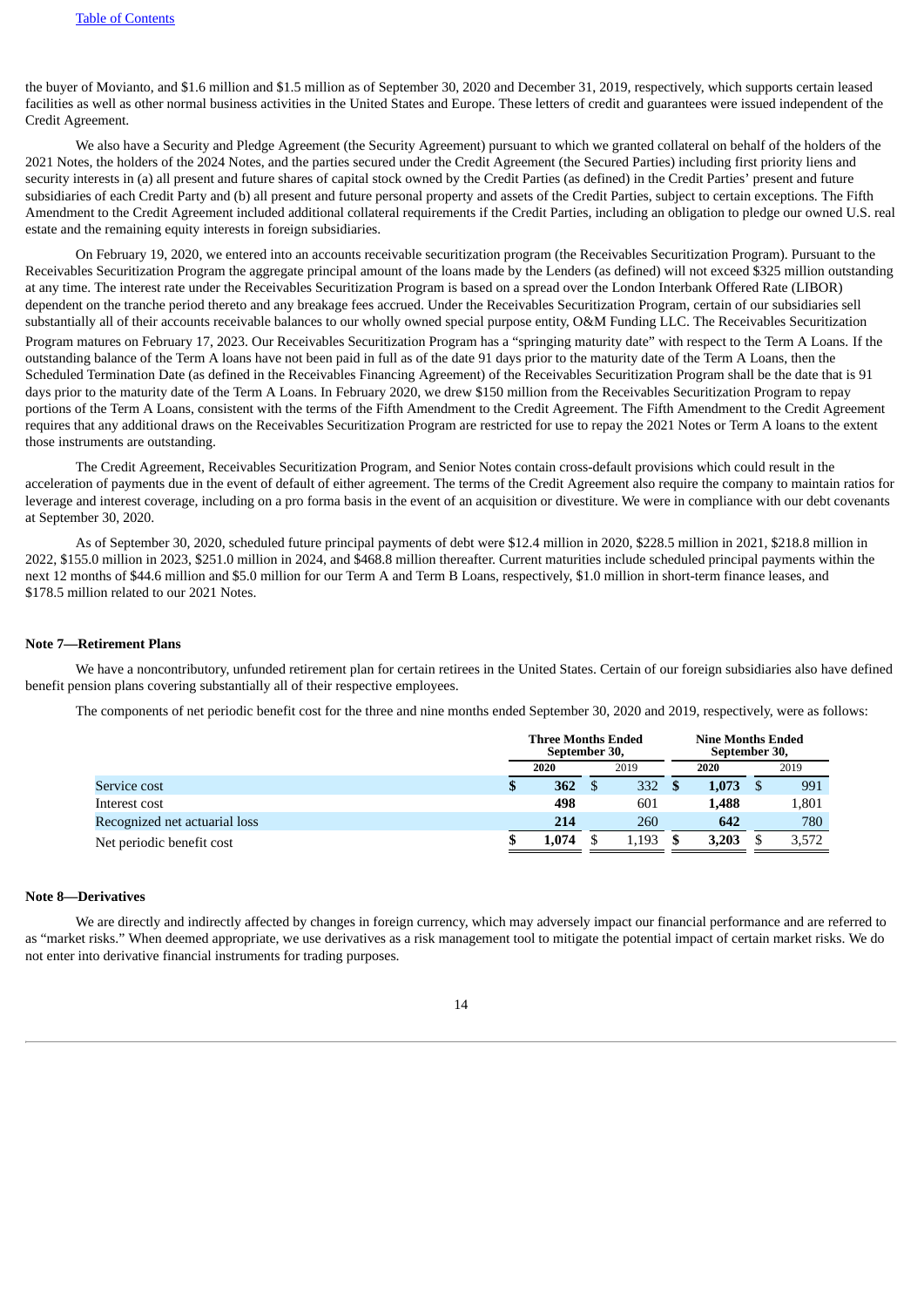the buyer of Movianto, and $1.6 million and $1.5 million as of September 30, 2020 and December 31, 2019, respectively, which supports certain leased facilities as well as other normal business activities in the United States and Europe. These letters of credit and guarantees were issued independent of the Credit Agreement.

We also have a Security and Pledge Agreement (the Security Agreement) pursuant to which we granted collateral on behalf of the holders of the 2021 Notes, the holders of the 2024 Notes, and the parties secured under the Credit Agreement (the Secured Parties) including first priority liens and security interests in (a) all present and future shares of capital stock owned by the Credit Parties (as defined) in the Credit Parties' present and future subsidiaries of each Credit Party and (b) all present and future personal property and assets of the Credit Parties, subject to certain exceptions. The Fifth Amendment to the Credit Agreement included additional collateral requirements if the Credit Parties, including an obligation to pledge our owned U.S. real estate and the remaining equity interests in foreign subsidiaries.

On February 19, 2020, we entered into an accounts receivable securitization program (the Receivables Securitization Program). Pursuant to the Receivables Securitization Program the aggregate principal amount of the loans made by the Lenders (as defined) will not exceed $325 million outstanding at any time. The interest rate under the Receivables Securitization Program is based on a spread over the London Interbank Offered Rate (LIBOR) dependent on the tranche period thereto and any breakage fees accrued. Under the Receivables Securitization Program, certain of our subsidiaries sell substantially all of their accounts receivable balances to our wholly owned special purpose entity, O&M Funding LLC. The Receivables Securitization Program matures on February 17, 2023. Our Receivables Securitization Program has a "springing maturity date" with respect to the Term A Loans. If the outstanding balance of the Term A loans have not been paid in full as of the date 91 days prior to the maturity date of the Term A Loans, then the Scheduled Termination Date (as defined in the Receivables Financing Agreement) of the Receivables Securitization Program shall be the date that is 91 days prior to the maturity date of the Term A Loans. In February 2020, we drew $150 million from the Receivables Securitization Program to repay portions of the Term A Loans, consistent with the terms of the Fifth Amendment to the Credit Agreement. The Fifth Amendment to the Credit Agreement requires that any additional draws on the Receivables Securitization Program are restricted for use to repay the 2021 Notes or Term A loans to the extent those instruments are outstanding.

The Credit Agreement, Receivables Securitization Program, and Senior Notes contain cross-default provisions which could result in the acceleration of payments due in the event of default of either agreement. The terms of the Credit Agreement also require the company to maintain ratios for leverage and interest coverage, including on a pro forma basis in the event of an acquisition or divestiture. We were in compliance with our debt covenants at September 30, 2020.

As of September 30, 2020, scheduled future principal payments of debt were $12.4 million in 2020, $228.5 million in 2021, $218.8 million in 2022, $155.0 million in 2023, $251.0 million in 2024, and $468.8 million thereafter. Current maturities include scheduled principal payments within the next 12 months of $44.6 million and $5.0 million for our Term A and Term B Loans, respectively, $1.0 million in short-term finance leases, and $178.5 million related to our 2021 Notes.

## Note 7—Retirement Plans

We have a noncontributory, unfunded retirement plan for certain retirees in the United States. Certain of our foreign subsidiaries also have defined benefit pension plans covering substantially all of their respective employees.

The components of net periodic benefit cost for the three and nine months ended September 30, 2020 and 2019, respectively, were as follows:

| | Three Months Ended September 30, | | Nine Months Ended September 30, | |
|---|---|---|---|---|
| | **2020** | 2019 | **2020** | 2019 |
| Service cost | **$ 362** | $ 332 | **$ 1,073** | $ 991 |
| Interest cost | **498** | 601 | **1,488** | 1,801 |
| Recognized net actuarial loss | **214** | 260 | **642** | 780 |
| Net periodic benefit cost | **$ 1,074** | $ 1,193 | **$ 3,203** | $ 3,572 |

## Note 8—Derivatives

We are directly and indirectly affected by changes in foreign currency, which may adversely impact our financial performance and are referred to as "market risks." When deemed appropriate, we use derivatives as a risk management tool to mitigate the potential impact of certain market risks. We do not enter into derivative financial instruments for trading purposes.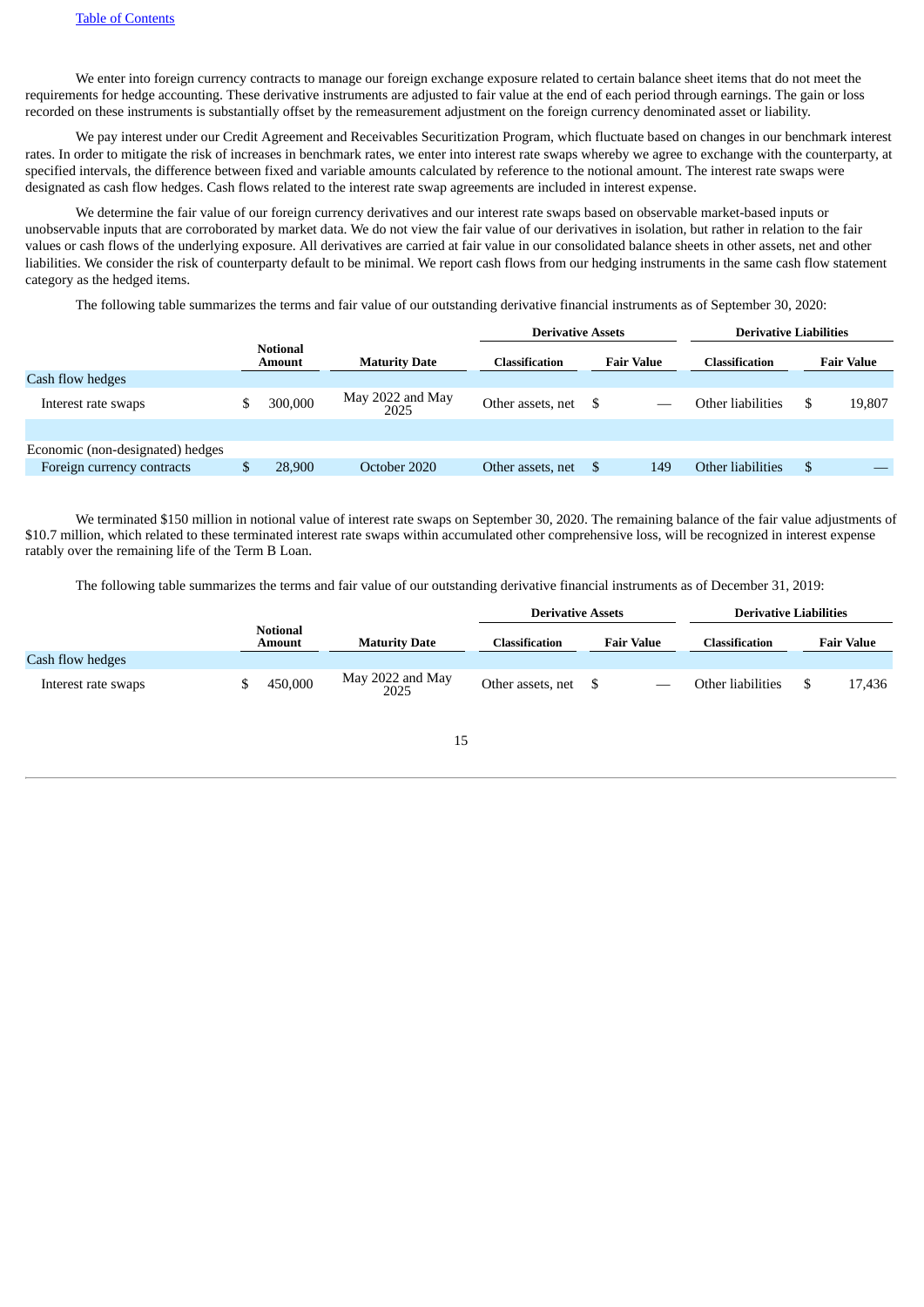We enter into foreign currency contracts to manage our foreign exchange exposure related to certain balance sheet items that do not meet the requirements for hedge accounting. These derivative instruments are adjusted to fair value at the end of each period through earnings. The gain or loss recorded on these instruments is substantially offset by the remeasurement adjustment on the foreign currency denominated asset or liability.

We pay interest under our Credit Agreement and Receivables Securitization Program, which fluctuate based on changes in our benchmark interest rates. In order to mitigate the risk of increases in benchmark rates, we enter into interest rate swaps whereby we agree to exchange with the counterparty, at specified intervals, the difference between fixed and variable amounts calculated by reference to the notional amount. The interest rate swaps were designated as cash flow hedges. Cash flows related to the interest rate swap agreements are included in interest expense.

We determine the fair value of our foreign currency derivatives and our interest rate swaps based on observable market-based inputs or unobservable inputs that are corroborated by market data. We do not view the fair value of our derivatives in isolation, but rather in relation to the fair values or cash flows of the underlying exposure. All derivatives are carried at fair value in our consolidated balance sheets in other assets, net and other liabilities. We consider the risk of counterparty default to be minimal. We report cash flows from our hedging instruments in the same cash flow statement category as the hedged items.

The following table summarizes the terms and fair value of our outstanding derivative financial instruments as of September 30, 2020:

| | | | Derivative Assets | | Derivative Liabilities | |
|---|---|---|---|---|---|---|
| | **Notional Amount** | **Maturity Date** | **Classification** | **Fair Value** | **Classification** | **Fair Value** |
| Cash flow hedges | | | | | | |
| Interest rate swaps | $ 300,000 | May 2022 and May 2025 | Other assets, net | $ — | Other liabilities | $ 19,807 |
| | | | | | | |
| Economic (non-designated) hedges | | | | | | |
| Foreign currency contracts | $ 28,900 | October 2020 | Other assets, net | $ 149 | Other liabilities | $ — |

We terminated $150 million in notional value of interest rate swaps on September 30, 2020. The remaining balance of the fair value adjustments of $10.7 million, which related to these terminated interest rate swaps within accumulated other comprehensive loss, will be recognized in interest expense ratably over the remaining life of the Term B Loan.

The following table summarizes the terms and fair value of our outstanding derivative financial instruments as of December 31, 2019:

| | | | Derivative Assets | | Derivative Liabilities | |
|---|---|---|---|---|---|---|
| | **Notional Amount** | **Maturity Date** | **Classification** | **Fair Value** | **Classification** | **Fair Value** |
| Cash flow hedges | | | | | | |
| Interest rate swaps | $ 450,000 | May 2022 and May 2025 | Other assets, net | $ — | Other liabilities | $ 17,436 |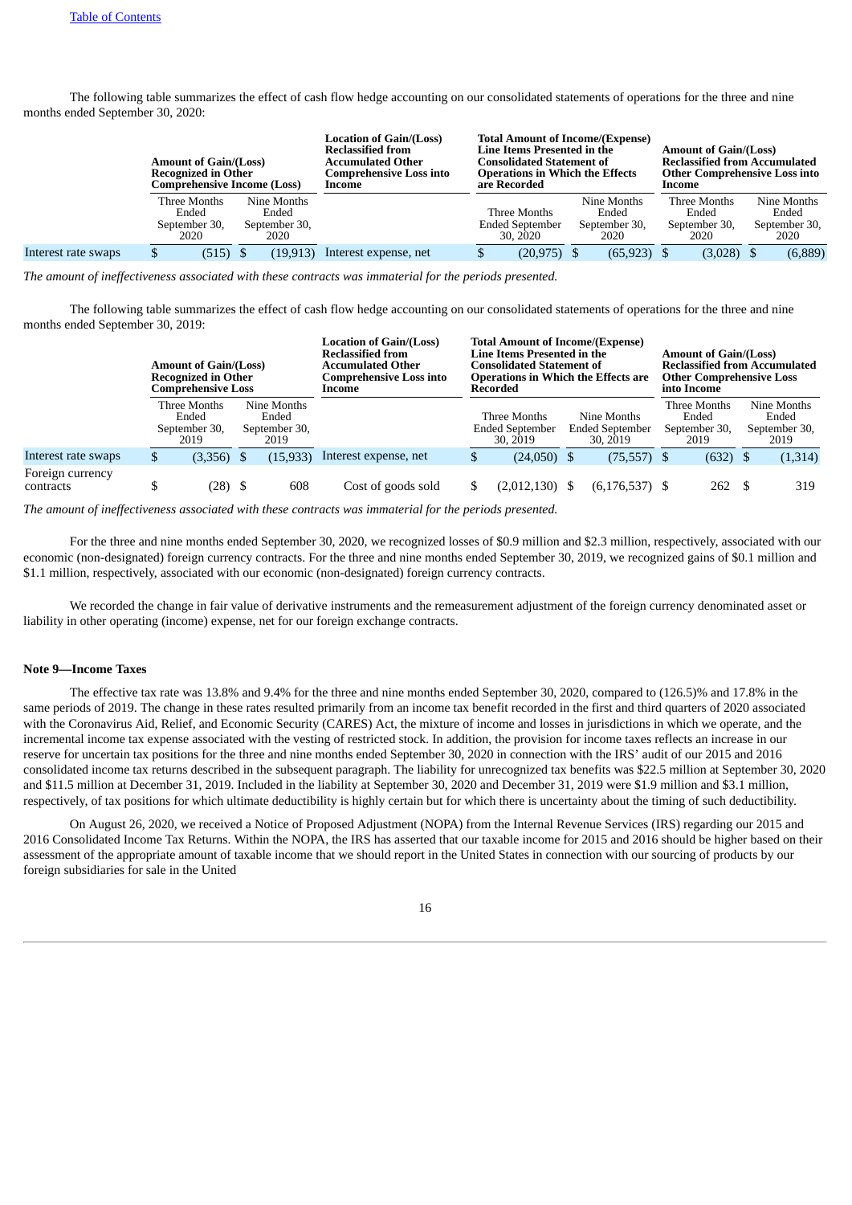The following table summarizes the effect of cash flow hedge accounting on our consolidated statements of operations for the three and nine months ended September 30, 2020:

| | Amount of Gain/(Loss) Recognized in Other Comprehensive Income (Loss) | | Location of Gain/(Loss) Reclassified from Accumulated Other Comprehensive Loss into Income | Total Amount of Income/(Expense) Line Items Presented in the Consolidated Statement of Operations in Which the Effects are Recorded | | Amount of Gain/(Loss) Reclassified from Accumulated Other Comprehensive Loss into Income | |
|---|---|---|---|---|---|---|---|
| | Three Months Ended September 30, 2020 | Nine Months Ended September 30, 2020 | | Three Months Ended September 30, 2020 | Nine Months Ended September 30, 2020 | Three Months Ended September 30, 2020 | Nine Months Ended September 30, 2020 |
| Interest rate swaps | $ (515) | $ (19,913) | Interest expense, net | $ (20,975) | $ (65,923) | $ (3,028) | $ (6,889) |

*The amount of ineffectiveness associated with these contracts was immaterial for the periods presented.*

The following table summarizes the effect of cash flow hedge accounting on our consolidated statements of operations for the three and nine months ended September 30, 2019:

| | Amount of Gain/(Loss) Recognized in Other Comprehensive Loss | | Location of Gain/(Loss) Reclassified from Accumulated Other Comprehensive Loss into Income | Total Amount of Income/(Expense) Line Items Presented in the Consolidated Statement of Operations in Which the Effects are Recorded | | Amount of Gain/(Loss) Reclassified from Accumulated Other Comprehensive Loss into Income | |
|---|---|---|---|---|---|---|---|
| | Three Months Ended September 30, 2019 | Nine Months Ended September 30, 2019 | | Three Months Ended September 30, 2019 | Nine Months Ended September 30, 2019 | Three Months Ended September 30, 2019 | Nine Months Ended September 30, 2019 |
| Interest rate swaps | $ (3,356) | $ (15,933) | Interest expense, net | $ (24,050) | $ (75,557) | $ (632) | $ (1,314) |
| Foreign currency contracts | $ (28) | $ 608 | Cost of goods sold | $ (2,012,130) | $ (6,176,537) | $ 262 | $ 319 |

*The amount of ineffectiveness associated with these contracts was immaterial for the periods presented.*

For the three and nine months ended September 30, 2020, we recognized losses of $0.9 million and $2.3 million, respectively, associated with our economic (non-designated) foreign currency contracts. For the three and nine months ended September 30, 2019, we recognized gains of $0.1 million and $1.1 million, respectively, associated with our economic (non-designated) foreign currency contracts.

We recorded the change in fair value of derivative instruments and the remeasurement adjustment of the foreign currency denominated asset or liability in other operating (income) expense, net for our foreign exchange contracts.

## Note 9—Income Taxes

The effective tax rate was 13.8% and 9.4% for the three and nine months ended September 30, 2020, compared to (126.5)% and 17.8% in the same periods of 2019. The change in these rates resulted primarily from an income tax benefit recorded in the first and third quarters of 2020 associated with the Coronavirus Aid, Relief, and Economic Security (CARES) Act, the mixture of income and losses in jurisdictions in which we operate, and the incremental income tax expense associated with the vesting of restricted stock. In addition, the provision for income taxes reflects an increase in our reserve for uncertain tax positions for the three and nine months ended September 30, 2020 in connection with the IRS' audit of our 2015 and 2016 consolidated income tax returns described in the subsequent paragraph. The liability for unrecognized tax benefits was $22.5 million at September 30, 2020 and $11.5 million at December 31, 2019. Included in the liability at September 30, 2020 and December 31, 2019 were $1.9 million and $3.1 million, respectively, of tax positions for which ultimate deductibility is highly certain but for which there is uncertainty about the timing of such deductibility.

On August 26, 2020, we received a Notice of Proposed Adjustment (NOPA) from the Internal Revenue Services (IRS) regarding our 2015 and 2016 Consolidated Income Tax Returns. Within the NOPA, the IRS has asserted that our taxable income for 2015 and 2016 should be higher based on their assessment of the appropriate amount of taxable income that we should report in the United States in connection with our sourcing of products by our foreign subsidiaries for sale in the United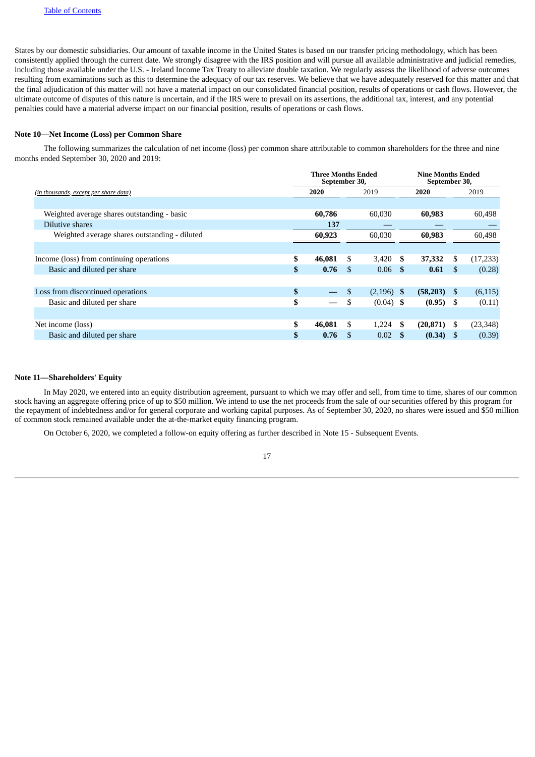States by our domestic subsidiaries. Our amount of taxable income in the United States is based on our transfer pricing methodology, which has been consistently applied through the current date. We strongly disagree with the IRS position and will pursue all available administrative and judicial remedies, including those available under the U.S. - Ireland Income Tax Treaty to alleviate double taxation. We regularly assess the likelihood of adverse outcomes resulting from examinations such as this to determine the adequacy of our tax reserves. We believe that we have adequately reserved for this matter and that the final adjudication of this matter will not have a material impact on our consolidated financial position, results of operations or cash flows. However, the ultimate outcome of disputes of this nature is uncertain, and if the IRS were to prevail on its assertions, the additional tax, interest, and any potential penalties could have a material adverse impact on our financial position, results of operations or cash flows.

**Note 10—Net Income (Loss) per Common Share**

The following summarizes the calculation of net income (loss) per common share attributable to common shareholders for the three and nine months ended September 30, 2020 and 2019:

| *(in thousands, except per share data)* | Three Months Ended September 30, | | Nine Months Ended September 30, | |
|---|---|---|---|---|
| | **2020** | 2019 | **2020** | 2019 |
| Weighted average shares outstanding - basic | **60,786** | 60,030 | **60,983** | 60,498 |
| Dilutive shares | **137** | — | — | — |
| Weighted average shares outstanding - diluted | **60,923** | 60,030 | **60,983** | 60,498 |
| Income (loss) from continuing operations | **$ 46,081** | $ 3,420 | **$ 37,332** | $ (17,233) |
| Basic and diluted per share | **$ 0.76** | $ 0.06 | **$ 0.61** | $ (0.28) |
| Loss from discontinued operations | **$ —** | $ (2,196) | **$ (58,203)** | $ (6,115) |
| Basic and diluted per share | **$ —** | $ (0.04) | **$ (0.95)** | $ (0.11) |
| Net income (loss) | **$ 46,081** | $ 1,224 | **$ (20,871)** | $ (23,348) |
| Basic and diluted per share | **$ 0.76** | $ 0.02 | **$ (0.34)** | $ (0.39) |

**Note 11—Shareholders' Equity**

In May 2020, we entered into an equity distribution agreement, pursuant to which we may offer and sell, from time to time, shares of our common stock having an aggregate offering price of up to $50 million. We intend to use the net proceeds from the sale of our securities offered by this program for the repayment of indebtedness and/or for general corporate and working capital purposes. As of September 30, 2020, no shares were issued and $50 million of common stock remained available under the at-the-market equity financing program.

On October 6, 2020, we completed a follow-on equity offering as further described in Note 15 - Subsequent Events.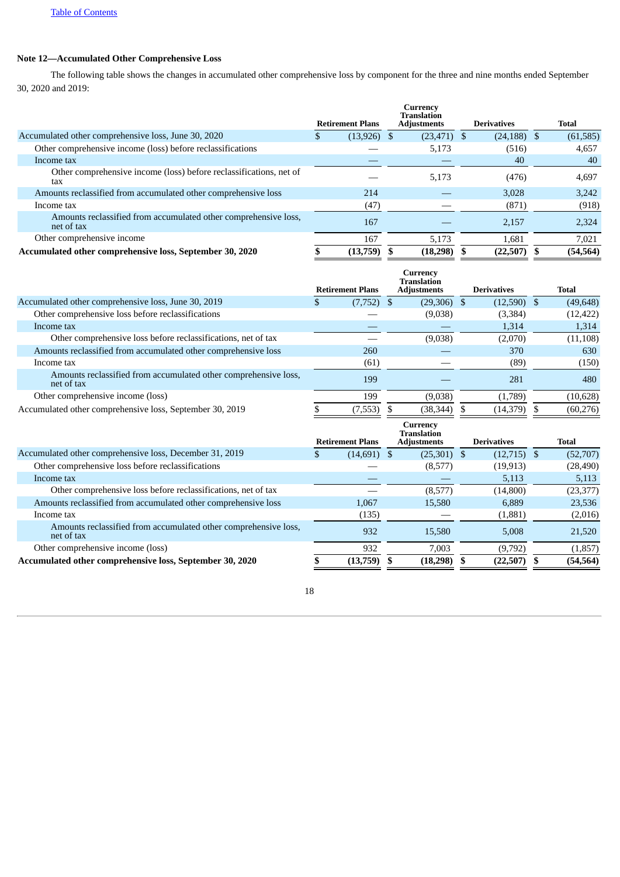## Note 12—Accumulated Other Comprehensive Loss

The following table shows the changes in accumulated other comprehensive loss by component for the three and nine months ended September 30, 2020 and 2019:

| | Retirement Plans | Currency Translation Adjustments | Derivatives | Total |
|---|---|---|---|---|
| Accumulated other comprehensive loss, June 30, 2020 | $ (13,926) | $ (23,471) | $ (24,188) | $ (61,585) |
| Other comprehensive income (loss) before reclassifications | — | 5,173 | (516) | 4,657 |
| Income tax | — | — | 40 | 40 |
| Other comprehensive income (loss) before reclassifications, net of tax | — | 5,173 | (476) | 4,697 |
| Amounts reclassified from accumulated other comprehensive loss | 214 | — | 3,028 | 3,242 |
| Income tax | (47) | — | (871) | (918) |
| Amounts reclassified from accumulated other comprehensive loss, net of tax | 167 | — | 2,157 | 2,324 |
| Other comprehensive income | 167 | 5,173 | 1,681 | 7,021 |
| **Accumulated other comprehensive loss, September 30, 2020** | **$ (13,759)** | **$ (18,298)** | **$ (22,507)** | **$ (54,564)** |

| | Retirement Plans | Currency Translation Adjustments | Derivatives | Total |
|---|---|---|---|---|
| Accumulated other comprehensive loss, June 30, 2019 | $ (7,752) | $ (29,306) | $ (12,590) | $ (49,648) |
| Other comprehensive loss before reclassifications | — | (9,038) | (3,384) | (12,422) |
| Income tax | — | — | 1,314 | 1,314 |
| Other comprehensive loss before reclassifications, net of tax | — | (9,038) | (2,070) | (11,108) |
| Amounts reclassified from accumulated other comprehensive loss | 260 | — | 370 | 630 |
| Income tax | (61) | — | (89) | (150) |
| Amounts reclassified from accumulated other comprehensive loss, net of tax | 199 | — | 281 | 480 |
| Other comprehensive income (loss) | 199 | (9,038) | (1,789) | (10,628) |
| Accumulated other comprehensive loss, September 30, 2019 | $ (7,553) | $ (38,344) | $ (14,379) | $ (60,276) |

| | Retirement Plans | Currency Translation Adjustments | Derivatives | Total |
|---|---|---|---|---|
| Accumulated other comprehensive loss, December 31, 2019 | $ (14,691) | $ (25,301) | $ (12,715) | $ (52,707) |
| Other comprehensive loss before reclassifications | — | (8,577) | (19,913) | (28,490) |
| Income tax | — | — | 5,113 | 5,113 |
| Other comprehensive loss before reclassifications, net of tax | — | (8,577) | (14,800) | (23,377) |
| Amounts reclassified from accumulated other comprehensive loss | 1,067 | 15,580 | 6,889 | 23,536 |
| Income tax | (135) | — | (1,881) | (2,016) |
| Amounts reclassified from accumulated other comprehensive loss, net of tax | 932 | 15,580 | 5,008 | 21,520 |
| Other comprehensive income (loss) | 932 | 7,003 | (9,792) | (1,857) |
| **Accumulated other comprehensive loss, September 30, 2020** | **$ (13,759)** | **$ (18,298)** | **$ (22,507)** | **$ (54,564)** |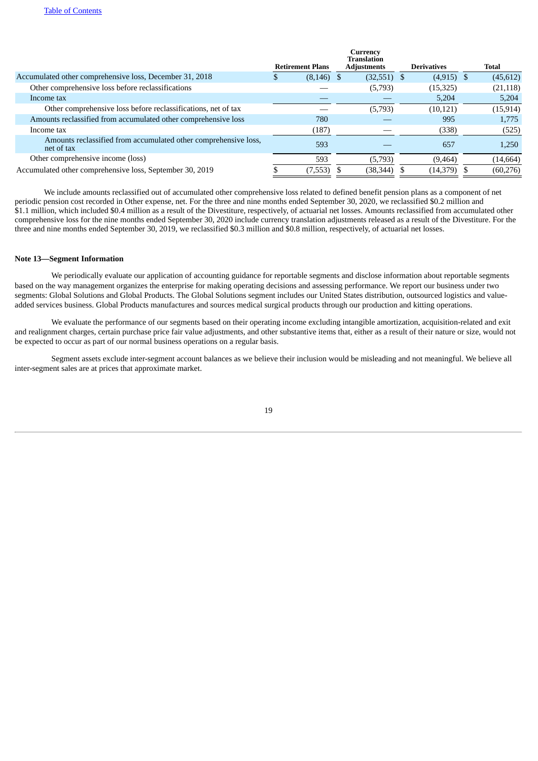| | Retirement Plans | Currency Translation Adjustments | Derivatives | Total |
|---|---|---|---|---|
| Accumulated other comprehensive loss, December 31, 2018 | $ (8,146) | $ (32,551) | $ (4,915) | $ (45,612) |
| Other comprehensive loss before reclassifications | — | (5,793) | (15,325) | (21,118) |
| Income tax | — | — | 5,204 | 5,204 |
| Other comprehensive loss before reclassifications, net of tax | — | (5,793) | (10,121) | (15,914) |
| Amounts reclassified from accumulated other comprehensive loss | 780 | — | 995 | 1,775 |
| Income tax | (187) | — | (338) | (525) |
| Amounts reclassified from accumulated other comprehensive loss, net of tax | 593 | — | 657 | 1,250 |
| Other comprehensive income (loss) | 593 | (5,793) | (9,464) | (14,664) |
| Accumulated other comprehensive loss, September 30, 2019 | $ (7,553) | $ (38,344) | $ (14,379) | $ (60,276) |

We include amounts reclassified out of accumulated other comprehensive loss related to defined benefit pension plans as a component of net periodic pension cost recorded in Other expense, net. For the three and nine months ended September 30, 2020, we reclassified $0.2 million and $1.1 million, which included $0.4 million as a result of the Divestiture, respectively, of actuarial net losses. Amounts reclassified from accumulated other comprehensive loss for the nine months ended September 30, 2020 include currency translation adjustments released as a result of the Divestiture. For the three and nine months ended September 30, 2019, we reclassified $0.3 million and $0.8 million, respectively, of actuarial net losses.

**Note 13—Segment Information**

We periodically evaluate our application of accounting guidance for reportable segments and disclose information about reportable segments based on the way management organizes the enterprise for making operating decisions and assessing performance. We report our business under two segments: Global Solutions and Global Products. The Global Solutions segment includes our United States distribution, outsourced logistics and value-added services business. Global Products manufactures and sources medical surgical products through our production and kitting operations.

We evaluate the performance of our segments based on their operating income excluding intangible amortization, acquisition-related and exit and realignment charges, certain purchase price fair value adjustments, and other substantive items that, either as a result of their nature or size, would not be expected to occur as part of our normal business operations on a regular basis.

Segment assets exclude inter-segment account balances as we believe their inclusion would be misleading and not meaningful. We believe all inter-segment sales are at prices that approximate market.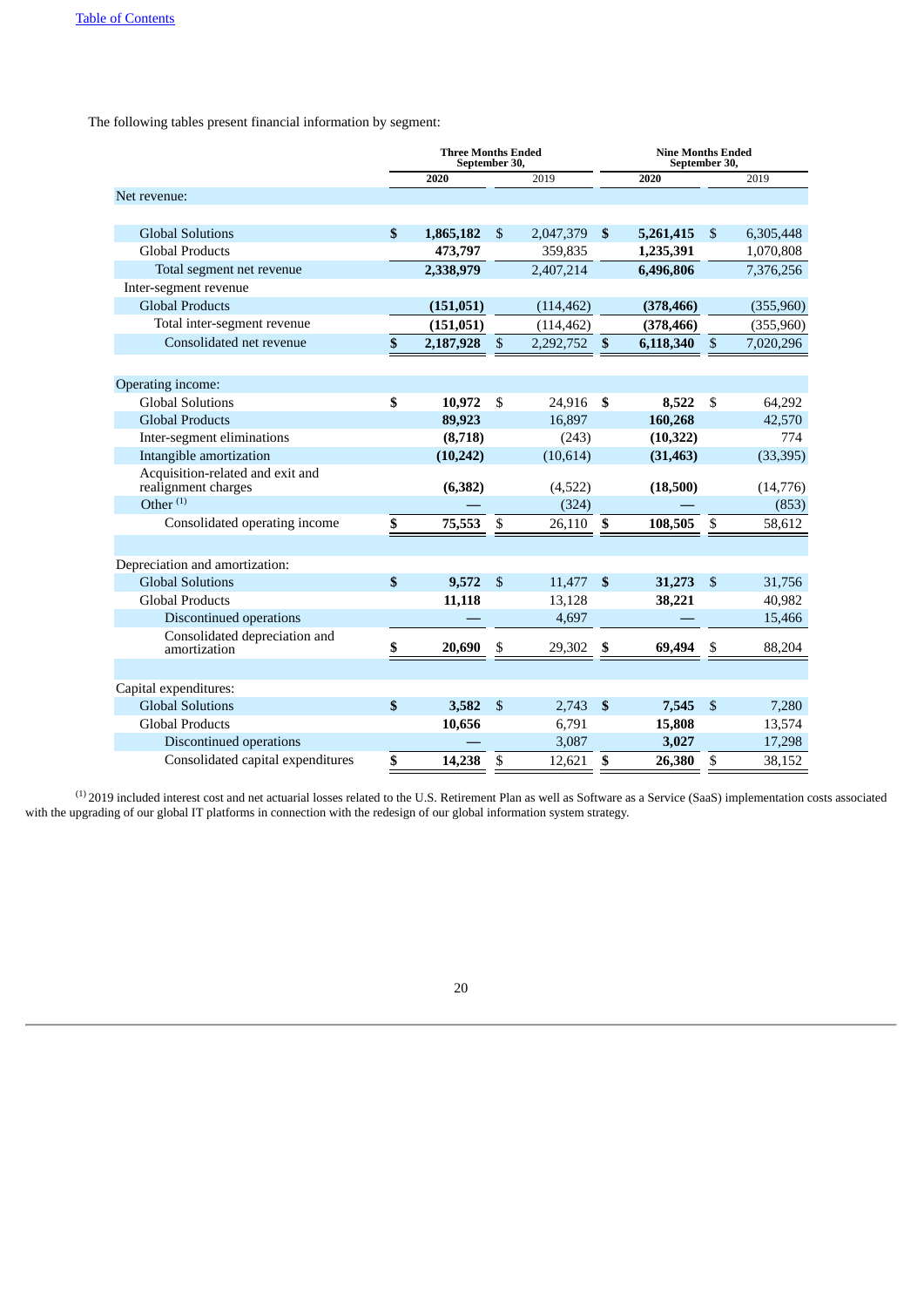The following tables present financial information by segment:

| | Three Months Ended September 30, | | Nine Months Ended September 30, | |
|---|---|---|---|---|
| | **2020** | 2019 | **2020** | 2019 |
| Net revenue: | | | | |
| Global Solutions | **$ 1,865,182** | $ 2,047,379 | **$ 5,261,415** | $ 6,305,448 |
| Global Products | **473,797** | 359,835 | **1,235,391** | 1,070,808 |
| Total segment net revenue | **2,338,979** | 2,407,214 | **6,496,806** | 7,376,256 |
| Inter-segment revenue | | | | |
| Global Products | **(151,051)** | (114,462) | **(378,466)** | (355,960) |
| Total inter-segment revenue | **(151,051)** | (114,462) | **(378,466)** | (355,960) |
| Consolidated net revenue | **$ 2,187,928** | $ 2,292,752 | **$ 6,118,340** | $ 7,020,296 |
| | | | | |
| Operating income: | | | | |
| Global Solutions | **$ 10,972** | $ 24,916 | **$ 8,522** | $ 64,292 |
| Global Products | **89,923** | 16,897 | **160,268** | 42,570 |
| Inter-segment eliminations | **(8,718)** | (243) | **(10,322)** | 774 |
| Intangible amortization | **(10,242)** | (10,614) | **(31,463)** | (33,395) |
| Acquisition-related and exit and realignment charges | **(6,382)** | (4,522) | **(18,500)** | (14,776) |
| Other [1] | **—** | (324) | **—** | (853) |
| Consolidated operating income | **$ 75,553** | $ 26,110 | **$ 108,505** | $ 58,612 |
| | | | | |
| Depreciation and amortization: | | | | |
| Global Solutions | **$ 9,572** | $ 11,477 | **$ 31,273** | $ 31,756 |
| Global Products | **11,118** | 13,128 | **38,221** | 40,982 |
| Discontinued operations | **—** | 4,697 | **—** | 15,466 |
| Consolidated depreciation and amortization | **$ 20,690** | $ 29,302 | **$ 69,494** | $ 88,204 |
| | | | | |
| Capital expenditures: | | | | |
| Global Solutions | **$ 3,582** | $ 2,743 | **$ 7,545** | $ 7,280 |
| Global Products | **10,656** | 6,791 | **15,808** | 13,574 |
| Discontinued operations | **—** | 3,087 | **3,027** | 17,298 |
| Consolidated capital expenditures | **$ 14,238** | $ 12,621 | **$ 26,380** | $ 38,152 |

[1] 2019 included interest cost and net actuarial losses related to the U.S. Retirement Plan as well as Software as a Service (SaaS) implementation costs associated with the upgrading of our global IT platforms in connection with the redesign of our global information system strategy.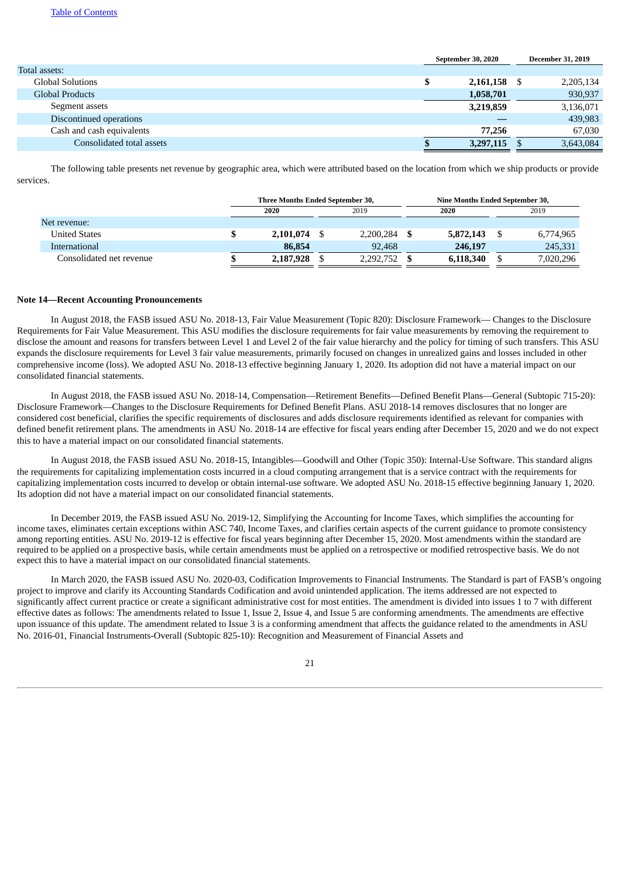| | September 30, 2020 | December 31, 2019 |
|---|---|---|
| Total assets: | | |
| Global Solutions | $ 2,161,158 | $ 2,205,134 |
| Global Products | 1,058,701 | 930,937 |
| Segment assets | 3,219,859 | 3,136,071 |
| Discontinued operations | — | 439,983 |
| Cash and cash equivalents | 77,256 | 67,030 |
| Consolidated total assets | $ 3,297,115 | $ 3,643,084 |

The following table presents net revenue by geographic area, which were attributed based on the location from which we ship products or provide services.

| | Three Months Ended September 30, | | Nine Months Ended September 30, | |
|---|---|---|---|---|
| | 2020 | 2019 | 2020 | 2019 |
| Net revenue: | | | | |
| United States | $ 2,101,074 | $ 2,200,284 | $ 5,872,143 | $ 6,774,965 |
| International | 86,854 | 92,468 | 246,197 | 245,331 |
| Consolidated net revenue | $ 2,187,928 | $ 2,292,752 | $ 6,118,340 | $ 7,020,296 |

**Note 14—Recent Accounting Pronouncements**

In August 2018, the FASB issued ASU No. 2018-13, Fair Value Measurement (Topic 820): Disclosure Framework— Changes to the Disclosure Requirements for Fair Value Measurement. This ASU modifies the disclosure requirements for fair value measurements by removing the requirement to disclose the amount and reasons for transfers between Level 1 and Level 2 of the fair value hierarchy and the policy for timing of such transfers. This ASU expands the disclosure requirements for Level 3 fair value measurements, primarily focused on changes in unrealized gains and losses included in other comprehensive income (loss). We adopted ASU No. 2018-13 effective beginning January 1, 2020. Its adoption did not have a material impact on our consolidated financial statements.

In August 2018, the FASB issued ASU No. 2018-14, Compensation—Retirement Benefits—Defined Benefit Plans—General (Subtopic 715-20): Disclosure Framework—Changes to the Disclosure Requirements for Defined Benefit Plans. ASU 2018-14 removes disclosures that no longer are considered cost beneficial, clarifies the specific requirements of disclosures and adds disclosure requirements identified as relevant for companies with defined benefit retirement plans. The amendments in ASU No. 2018-14 are effective for fiscal years ending after December 15, 2020 and we do not expect this to have a material impact on our consolidated financial statements.

In August 2018, the FASB issued ASU No. 2018-15, Intangibles—Goodwill and Other (Topic 350): Internal-Use Software. This standard aligns the requirements for capitalizing implementation costs incurred in a cloud computing arrangement that is a service contract with the requirements for capitalizing implementation costs incurred to develop or obtain internal-use software. We adopted ASU No. 2018-15 effective beginning January 1, 2020. Its adoption did not have a material impact on our consolidated financial statements.

In December 2019, the FASB issued ASU No. 2019-12, Simplifying the Accounting for Income Taxes, which simplifies the accounting for income taxes, eliminates certain exceptions within ASC 740, Income Taxes, and clarifies certain aspects of the current guidance to promote consistency among reporting entities. ASU No. 2019-12 is effective for fiscal years beginning after December 15, 2020. Most amendments within the standard are required to be applied on a prospective basis, while certain amendments must be applied on a retrospective or modified retrospective basis. We do not expect this to have a material impact on our consolidated financial statements.

In March 2020, the FASB issued ASU No. 2020-03, Codification Improvements to Financial Instruments. The Standard is part of FASB's ongoing project to improve and clarify its Accounting Standards Codification and avoid unintended application. The items addressed are not expected to significantly affect current practice or create a significant administrative cost for most entities. The amendment is divided into issues 1 to 7 with different effective dates as follows: The amendments related to Issue 1, Issue 2, Issue 4, and Issue 5 are conforming amendments. The amendments are effective upon issuance of this update. The amendment related to Issue 3 is a conforming amendment that affects the guidance related to the amendments in ASU No. 2016-01, Financial Instruments-Overall (Subtopic 825-10): Recognition and Measurement of Financial Assets and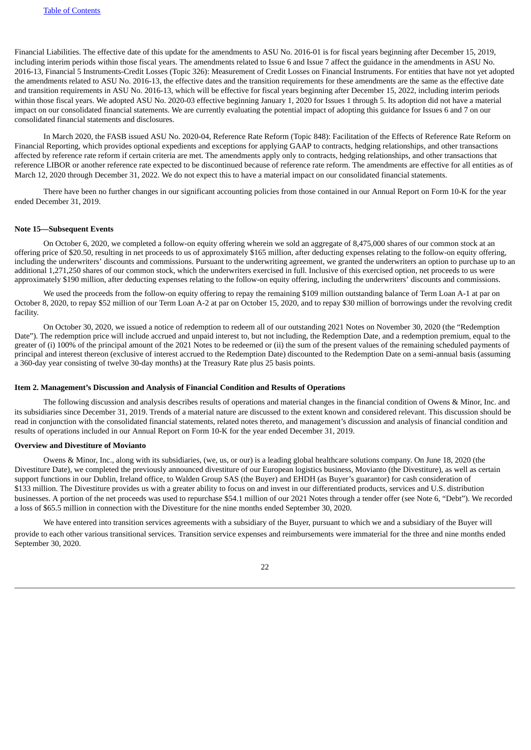Financial Liabilities. The effective date of this update for the amendments to ASU No. 2016-01 is for fiscal years beginning after December 15, 2019, including interim periods within those fiscal years. The amendments related to Issue 6 and Issue 7 affect the guidance in the amendments in ASU No. 2016-13, Financial 5 Instruments-Credit Losses (Topic 326): Measurement of Credit Losses on Financial Instruments. For entities that have not yet adopted the amendments related to ASU No. 2016-13, the effective dates and the transition requirements for these amendments are the same as the effective date and transition requirements in ASU No. 2016-13, which will be effective for fiscal years beginning after December 15, 2022, including interim periods within those fiscal years. We adopted ASU No. 2020-03 effective beginning January 1, 2020 for Issues 1 through 5. Its adoption did not have a material impact on our consolidated financial statements. We are currently evaluating the potential impact of adopting this guidance for Issues 6 and 7 on our consolidated financial statements and disclosures.

In March 2020, the FASB issued ASU No. 2020-04, Reference Rate Reform (Topic 848): Facilitation of the Effects of Reference Rate Reform on Financial Reporting, which provides optional expedients and exceptions for applying GAAP to contracts, hedging relationships, and other transactions affected by reference rate reform if certain criteria are met. The amendments apply only to contracts, hedging relationships, and other transactions that reference LIBOR or another reference rate expected to be discontinued because of reference rate reform. The amendments are effective for all entities as of March 12, 2020 through December 31, 2022. We do not expect this to have a material impact on our consolidated financial statements.

There have been no further changes in our significant accounting policies from those contained in our Annual Report on Form 10-K for the year ended December 31, 2019.

**Note 15—Subsequent Events**

On October 6, 2020, we completed a follow-on equity offering wherein we sold an aggregate of 8,475,000 shares of our common stock at an offering price of $20.50, resulting in net proceeds to us of approximately $165 million, after deducting expenses relating to the follow-on equity offering, including the underwriters' discounts and commissions. Pursuant to the underwriting agreement, we granted the underwriters an option to purchase up to an additional 1,271,250 shares of our common stock, which the underwriters exercised in full. Inclusive of this exercised option, net proceeds to us were approximately $190 million, after deducting expenses relating to the follow-on equity offering, including the underwriters' discounts and commissions.

We used the proceeds from the follow-on equity offering to repay the remaining $109 million outstanding balance of Term Loan A-1 at par on October 8, 2020, to repay $52 million of our Term Loan A-2 at par on October 15, 2020, and to repay $30 million of borrowings under the revolving credit facility.

On October 30, 2020, we issued a notice of redemption to redeem all of our outstanding 2021 Notes on November 30, 2020 (the "Redemption Date"). The redemption price will include accrued and unpaid interest to, but not including, the Redemption Date, and a redemption premium, equal to the greater of (i) 100% of the principal amount of the 2021 Notes to be redeemed or (ii) the sum of the present values of the remaining scheduled payments of principal and interest thereon (exclusive of interest accrued to the Redemption Date) discounted to the Redemption Date on a semi-annual basis (assuming a 360-day year consisting of twelve 30-day months) at the Treasury Rate plus 25 basis points.

## Item 2. Management's Discussion and Analysis of Financial Condition and Results of Operations

The following discussion and analysis describes results of operations and material changes in the financial condition of Owens & Minor, Inc. and its subsidiaries since December 31, 2019. Trends of a material nature are discussed to the extent known and considered relevant. This discussion should be read in conjunction with the consolidated financial statements, related notes thereto, and management's discussion and analysis of financial condition and results of operations included in our Annual Report on Form 10-K for the year ended December 31, 2019.

**Overview and Divestiture of Movianto**

Owens & Minor, Inc., along with its subsidiaries, (we, us, or our) is a leading global healthcare solutions company. On June 18, 2020 (the Divestiture Date), we completed the previously announced divestiture of our European logistics business, Movianto (the Divestiture), as well as certain support functions in our Dublin, Ireland office, to Walden Group SAS (the Buyer) and EHDH (as Buyer's guarantor) for cash consideration of $133 million. The Divestiture provides us with a greater ability to focus on and invest in our differentiated products, services and U.S. distribution businesses. A portion of the net proceeds was used to repurchase $54.1 million of our 2021 Notes through a tender offer (see Note 6, "Debt"). We recorded a loss of $65.5 million in connection with the Divestiture for the nine months ended September 30, 2020.

We have entered into transition services agreements with a subsidiary of the Buyer, pursuant to which we and a subsidiary of the Buyer will provide to each other various transitional services. Transition service expenses and reimbursements were immaterial for the three and nine months ended September 30, 2020.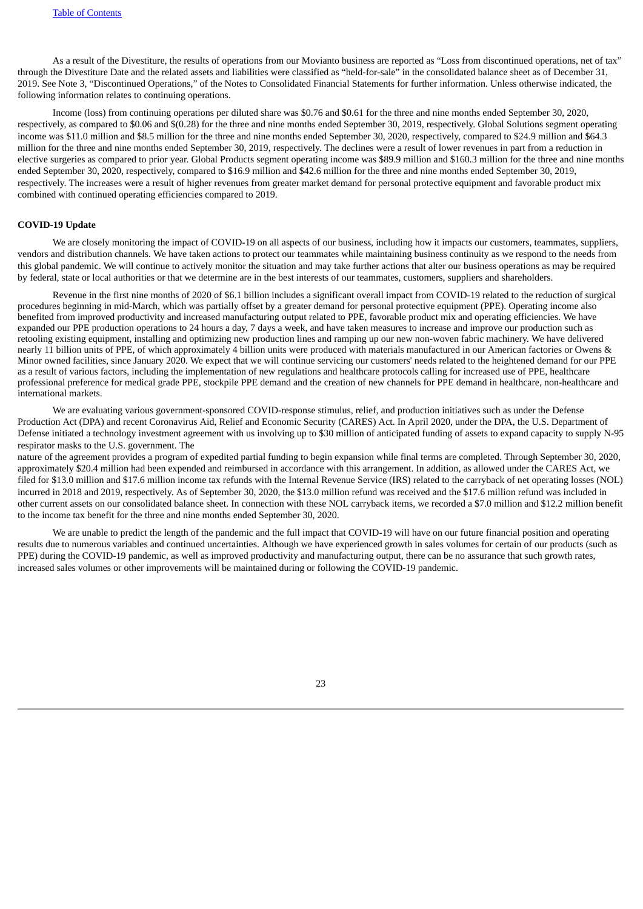As a result of the Divestiture, the results of operations from our Movianto business are reported as "Loss from discontinued operations, net of tax" through the Divestiture Date and the related assets and liabilities were classified as "held-for-sale" in the consolidated balance sheet as of December 31, 2019. See Note 3, "Discontinued Operations," of the Notes to Consolidated Financial Statements for further information. Unless otherwise indicated, the following information relates to continuing operations.

Income (loss) from continuing operations per diluted share was $0.76 and $0.61 for the three and nine months ended September 30, 2020, respectively, as compared to $0.06 and $(0.28) for the three and nine months ended September 30, 2019, respectively. Global Solutions segment operating income was $11.0 million and $8.5 million for the three and nine months ended September 30, 2020, respectively, compared to $24.9 million and $64.3 million for the three and nine months ended September 30, 2019, respectively. The declines were a result of lower revenues in part from a reduction in elective surgeries as compared to prior year. Global Products segment operating income was $89.9 million and $160.3 million for the three and nine months ended September 30, 2020, respectively, compared to $16.9 million and $42.6 million for the three and nine months ended September 30, 2019, respectively. The increases were a result of higher revenues from greater market demand for personal protective equipment and favorable product mix combined with continued operating efficiencies compared to 2019.

**COVID-19 Update**

We are closely monitoring the impact of COVID-19 on all aspects of our business, including how it impacts our customers, teammates, suppliers, vendors and distribution channels. We have taken actions to protect our teammates while maintaining business continuity as we respond to the needs from this global pandemic. We will continue to actively monitor the situation and may take further actions that alter our business operations as may be required by federal, state or local authorities or that we determine are in the best interests of our teammates, customers, suppliers and shareholders.

Revenue in the first nine months of 2020 of $6.1 billion includes a significant overall impact from COVID-19 related to the reduction of surgical procedures beginning in mid-March, which was partially offset by a greater demand for personal protective equipment (PPE). Operating income also benefited from improved productivity and increased manufacturing output related to PPE, favorable product mix and operating efficiencies. We have expanded our PPE production operations to 24 hours a day, 7 days a week, and have taken measures to increase and improve our production such as retooling existing equipment, installing and optimizing new production lines and ramping up our new non-woven fabric machinery. We have delivered nearly 11 billion units of PPE, of which approximately 4 billion units were produced with materials manufactured in our American factories or Owens & Minor owned facilities, since January 2020. We expect that we will continue servicing our customers' needs related to the heightened demand for our PPE as a result of various factors, including the implementation of new regulations and healthcare protocols calling for increased use of PPE, healthcare professional preference for medical grade PPE, stockpile PPE demand and the creation of new channels for PPE demand in healthcare, non-healthcare and international markets.

We are evaluating various government-sponsored COVID-response stimulus, relief, and production initiatives such as under the Defense Production Act (DPA) and recent Coronavirus Aid, Relief and Economic Security (CARES) Act. In April 2020, under the DPA, the U.S. Department of Defense initiated a technology investment agreement with us involving up to $30 million of anticipated funding of assets to expand capacity to supply N-95 respirator masks to the U.S. government. The nature of the agreement provides a program of expedited partial funding to begin expansion while final terms are completed. Through September 30, 2020, approximately $20.4 million had been expended and reimbursed in accordance with this arrangement. In addition, as allowed under the CARES Act, we filed for $13.0 million and $17.6 million income tax refunds with the Internal Revenue Service (IRS) related to the carryback of net operating losses (NOL) incurred in 2018 and 2019, respectively. As of September 30, 2020, the $13.0 million refund was received and the $17.6 million refund was included in other current assets on our consolidated balance sheet. In connection with these NOL carryback items, we recorded a $7.0 million and $12.2 million benefit to the income tax benefit for the three and nine months ended September 30, 2020.

We are unable to predict the length of the pandemic and the full impact that COVID-19 will have on our future financial position and operating results due to numerous variables and continued uncertainties. Although we have experienced growth in sales volumes for certain of our products (such as PPE) during the COVID-19 pandemic, as well as improved productivity and manufacturing output, there can be no assurance that such growth rates, increased sales volumes or other improvements will be maintained during or following the COVID-19 pandemic.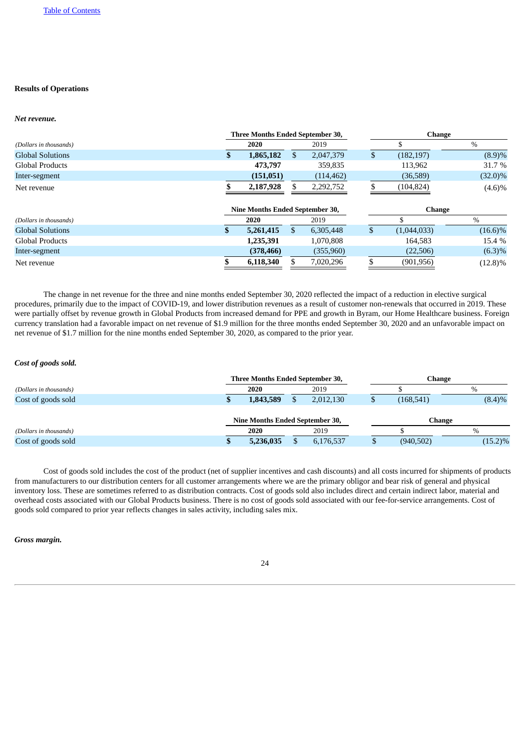[Table of Contents](#)

**Results of Operations**

***Net revenue.***

| *(Dollars in thousands)* | Three Months Ended September 30, | | Change | |
|---|---|---|---|---|
| | **2020** | 2019 | $ | % |
| Global Solutions | **$ 1,865,182** | $ 2,047,379 | $ (182,197) | (8.9)% |
| Global Products | **473,797** | 359,835 | 113,962 | 31.7 % |
| Inter-segment | **(151,051)** | (114,462) | (36,589) | (32.0)% |
| Net revenue | **$ 2,187,928** | $ 2,292,752 | $ (104,824) | (4.6)% |

| *(Dollars in thousands)* | Nine Months Ended September 30, | | Change | |
|---|---|---|---|---|
| | **2020** | 2019 | $ | % |
| Global Solutions | **$ 5,261,415** | $ 6,305,448 | $ (1,044,033) | (16.6)% |
| Global Products | **1,235,391** | 1,070,808 | 164,583 | 15.4 % |
| Inter-segment | **(378,466)** | (355,960) | (22,506) | (6.3)% |
| Net revenue | **$ 6,118,340** | $ 7,020,296 | $ (901,956) | (12.8)% |

The change in net revenue for the three and nine months ended September 30, 2020 reflected the impact of a reduction in elective surgical procedures, primarily due to the impact of COVID-19, and lower distribution revenues as a result of customer non-renewals that occurred in 2019. These were partially offset by revenue growth in Global Products from increased demand for PPE and growth in Byram, our Home Healthcare business. Foreign currency translation had a favorable impact on net revenue of $1.9 million for the three months ended September 30, 2020 and an unfavorable impact on net revenue of $1.7 million for the nine months ended September 30, 2020, as compared to the prior year.

***Cost of goods sold.***

| *(Dollars in thousands)* | Three Months Ended September 30, | | Change | |
|---|---|---|---|---|
| | **2020** | 2019 | $ | % |
| Cost of goods sold | **$ 1,843,589** | $ 2,012,130 | $ (168,541) | (8.4)% |

| *(Dollars in thousands)* | Nine Months Ended September 30, | | Change | |
|---|---|---|---|---|
| | **2020** | 2019 | $ | % |
| Cost of goods sold | **$ 5,236,035** | $ 6,176,537 | $ (940,502) | (15.2)% |

Cost of goods sold includes the cost of the product (net of supplier incentives and cash discounts) and all costs incurred for shipments of products from manufacturers to our distribution centers for all customer arrangements where we are the primary obligor and bear risk of general and physical inventory loss. These are sometimes referred to as distribution contracts. Cost of goods sold also includes direct and certain indirect labor, material and overhead costs associated with our Global Products business. There is no cost of goods sold associated with our fee-for-service arrangements. Cost of goods sold compared to prior year reflects changes in sales activity, including sales mix.

***Gross margin.***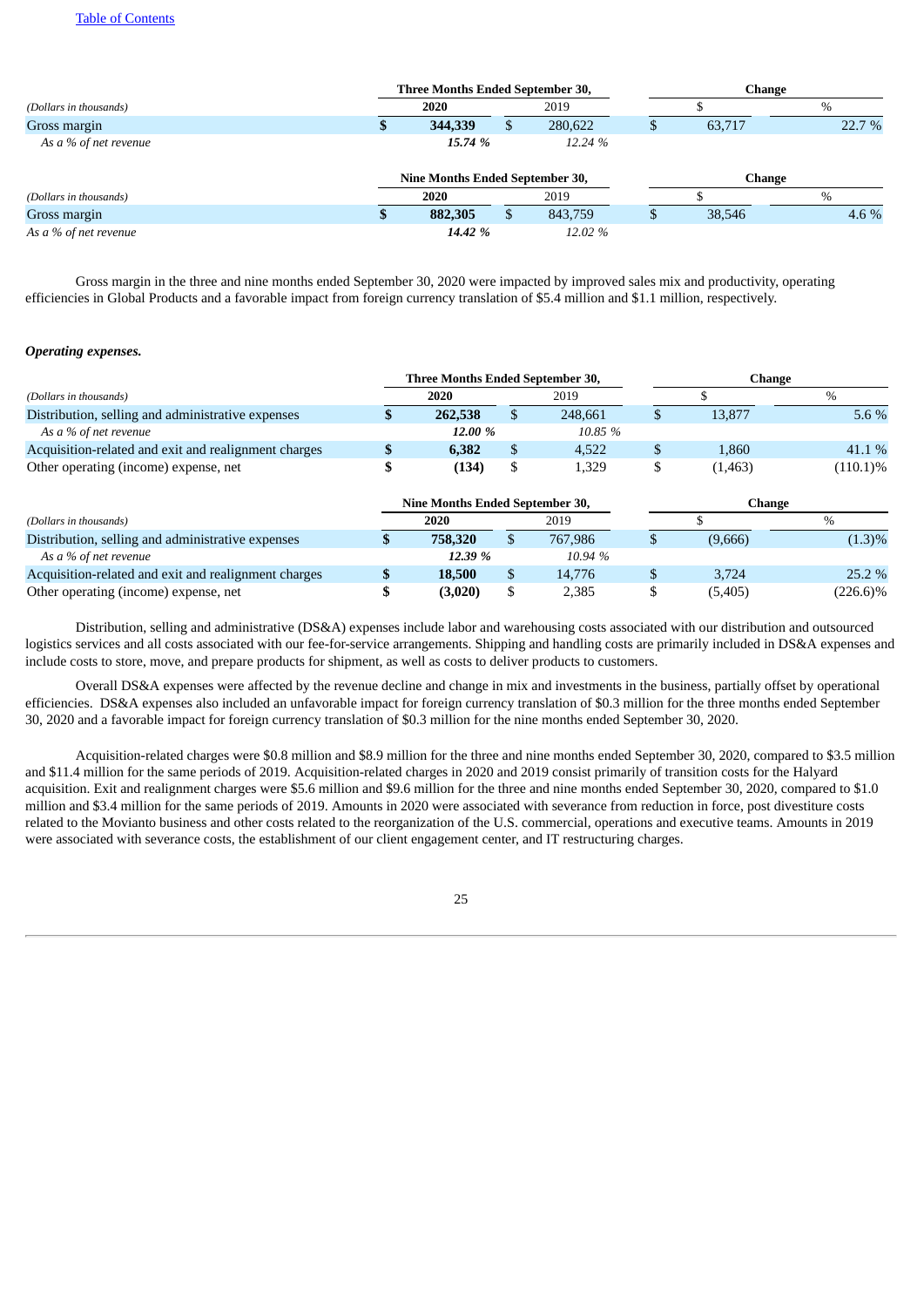| (Dollars in thousands) | Three Months Ended September 30, 2020 | 2019 | Change $ | Change % |
|---|---|---|---|---|
| Gross margin | **$ 344,339** | $ 280,622 | $ 63,717 | 22.7 % |
| *As a % of net revenue* | ***15.74 %*** | *12.24 %* | | |

| (Dollars in thousands) | Nine Months Ended September 30, 2020 | 2019 | Change $ | Change % |
|---|---|---|---|---|
| Gross margin | **$ 882,305** | $ 843,759 | $ 38,546 | 4.6 % |
| *As a % of net revenue* | ***14.42 %*** | *12.02 %* | | |

Gross margin in the three and nine months ended September 30, 2020 were impacted by improved sales mix and productivity, operating efficiencies in Global Products and a favorable impact from foreign currency translation of $5.4 million and $1.1 million, respectively.

***Operating expenses.***

| (Dollars in thousands) | Three Months Ended September 30, 2020 | 2019 | Change $ | Change % |
|---|---|---|---|---|
| Distribution, selling and administrative expenses | **$ 262,538** | $ 248,661 | $ 13,877 | 5.6 % |
| *As a % of net revenue* | ***12.00 %*** | *10.85 %* | | |
| Acquisition-related and exit and realignment charges | **$ 6,382** | $ 4,522 | $ 1,860 | 41.1 % |
| Other operating (income) expense, net | **$ (134)** | $ 1,329 | $ (1,463) | (110.1)% |

| (Dollars in thousands) | Nine Months Ended September 30, 2020 | 2019 | Change $ | Change % |
|---|---|---|---|---|
| Distribution, selling and administrative expenses | **$ 758,320** | $ 767,986 | $ (9,666) | (1.3)% |
| *As a % of net revenue* | ***12.39 %*** | *10.94 %* | | |
| Acquisition-related and exit and realignment charges | **$ 18,500** | $ 14,776 | $ 3,724 | 25.2 % |
| Other operating (income) expense, net | **$ (3,020)** | $ 2,385 | $ (5,405) | (226.6)% |

Distribution, selling and administrative (DS&A) expenses include labor and warehousing costs associated with our distribution and outsourced logistics services and all costs associated with our fee-for-service arrangements. Shipping and handling costs are primarily included in DS&A expenses and include costs to store, move, and prepare products for shipment, as well as costs to deliver products to customers.

Overall DS&A expenses were affected by the revenue decline and change in mix and investments in the business, partially offset by operational efficiencies. DS&A expenses also included an unfavorable impact for foreign currency translation of $0.3 million for the three months ended September 30, 2020 and a favorable impact for foreign currency translation of $0.3 million for the nine months ended September 30, 2020.

Acquisition-related charges were $0.8 million and $8.9 million for the three and nine months ended September 30, 2020, compared to $3.5 million and $11.4 million for the same periods of 2019. Acquisition-related charges in 2020 and 2019 consist primarily of transition costs for the Halyard acquisition. Exit and realignment charges were $5.6 million and $9.6 million for the three and nine months ended September 30, 2020, compared to $1.0 million and $3.4 million for the same periods of 2019. Amounts in 2020 were associated with severance from reduction in force, post divestiture costs related to the Movianto business and other costs related to the reorganization of the U.S. commercial, operations and executive teams. Amounts in 2019 were associated with severance costs, the establishment of our client engagement center, and IT restructuring charges.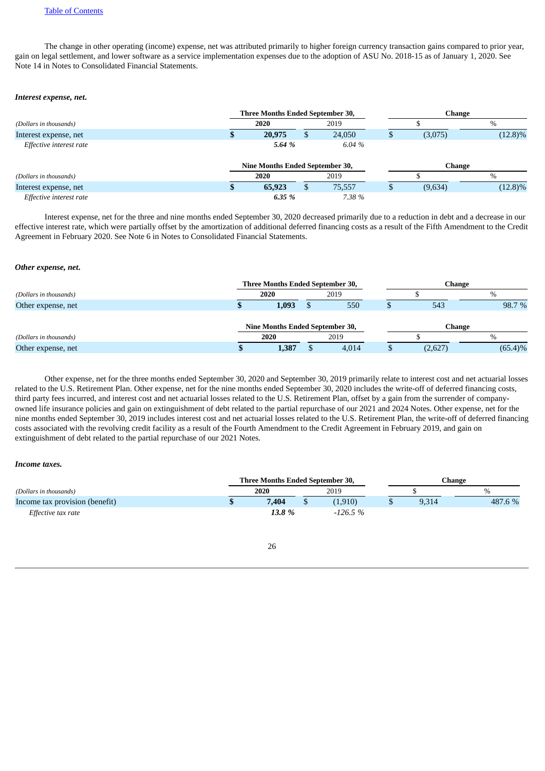The change in other operating (income) expense, net was attributed primarily to higher foreign currency transaction gains compared to prior year, gain on legal settlement, and lower software as a service implementation expenses due to the adoption of ASU No. 2018-15 as of January 1, 2020. See Note 14 in Notes to Consolidated Financial Statements.

***Interest expense, net.***

| | Three Months Ended September 30, | | Change | |
|---|---|---|---|---|
| *(Dollars in thousands)* | **2020** | 2019 | $ | % |
| Interest expense, net | **$ 20,975** | $ 24,050 | $ (3,075) | (12.8)% |
| *Effective interest rate* | ***5.64 %*** | *6.04 %* | | |

| | Nine Months Ended September 30, | | Change | |
|---|---|---|---|---|
| *(Dollars in thousands)* | **2020** | 2019 | $ | % |
| Interest expense, net | **$ 65,923** | $ 75,557 | $ (9,634) | (12.8)% |
| *Effective interest rate* | ***6.35 %*** | *7.38 %* | | |

Interest expense, net for the three and nine months ended September 30, 2020 decreased primarily due to a reduction in debt and a decrease in our effective interest rate, which were partially offset by the amortization of additional deferred financing costs as a result of the Fifth Amendment to the Credit Agreement in February 2020. See Note 6 in Notes to Consolidated Financial Statements.

***Other expense, net.***

| | Three Months Ended September 30, | | Change | |
|---|---|---|---|---|
| *(Dollars in thousands)* | **2020** | 2019 | $ | % |
| Other expense, net | **$ 1,093** | $ 550 | $ 543 | 98.7 % |

| | Nine Months Ended September 30, | | Change | |
|---|---|---|---|---|
| *(Dollars in thousands)* | **2020** | 2019 | $ | % |
| Other expense, net | **$ 1,387** | $ 4,014 | $ (2,627) | (65.4)% |

Other expense, net for the three months ended September 30, 2020 and September 30, 2019 primarily relate to interest cost and net actuarial losses related to the U.S. Retirement Plan. Other expense, net for the nine months ended September 30, 2020 includes the write-off of deferred financing costs, third party fees incurred, and interest cost and net actuarial losses related to the U.S. Retirement Plan, offset by a gain from the surrender of company-owned life insurance policies and gain on extinguishment of debt related to the partial repurchase of our 2021 and 2024 Notes. Other expense, net for the nine months ended September 30, 2019 includes interest cost and net actuarial losses related to the U.S. Retirement Plan, the write-off of deferred financing costs associated with the revolving credit facility as a result of the Fourth Amendment to the Credit Agreement in February 2019, and gain on extinguishment of debt related to the partial repurchase of our 2021 Notes.

***Income taxes.***

| | Three Months Ended September 30, | | Change | |
|---|---|---|---|---|
| *(Dollars in thousands)* | **2020** | 2019 | $ | % |
| Income tax provision (benefit) | **$ 7,404** | $ (1,910) | $ 9,314 | 487.6 % |
| *Effective tax rate* | ***13.8 %*** | *-126.5 %* | | |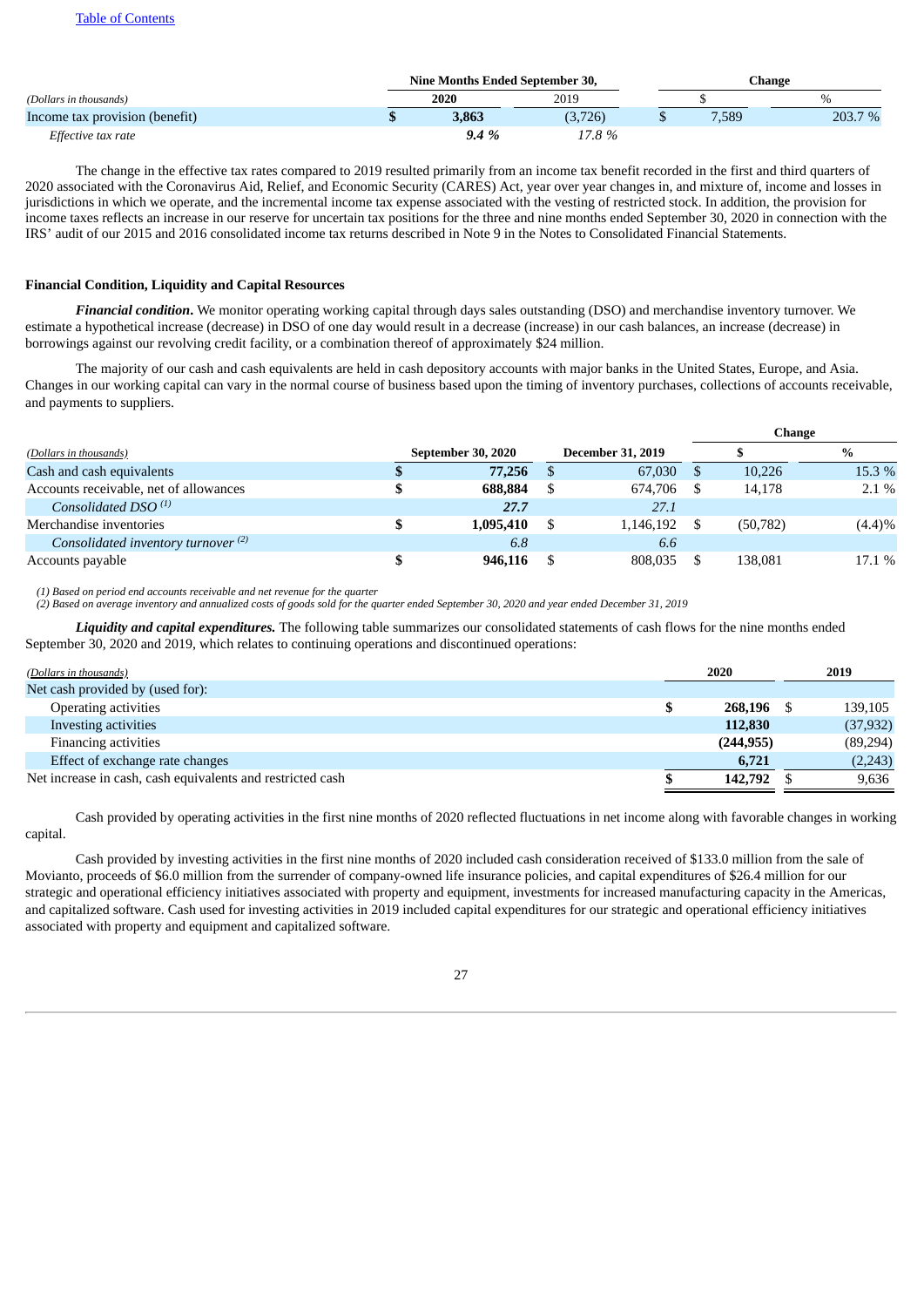| (Dollars in thousands) | Nine Months Ended September 30, 2020 | 2019 | Change $ | Change % |
|---|---|---|---|---|
| Income tax provision (benefit) | $ **3,863** | (3,726) | $ 7,589 | 203.7 % |
| *Effective tax rate* | ***9.4 %*** | *17.8 %* | | |

The change in the effective tax rates compared to 2019 resulted primarily from an income tax benefit recorded in the first and third quarters of 2020 associated with the Coronavirus Aid, Relief, and Economic Security (CARES) Act, year over year changes in, and mixture of, income and losses in jurisdictions in which we operate, and the incremental income tax expense associated with the vesting of restricted stock. In addition, the provision for income taxes reflects an increase in our reserve for uncertain tax positions for the three and nine months ended September 30, 2020 in connection with the IRS' audit of our 2015 and 2016 consolidated income tax returns described in Note 9 in the Notes to Consolidated Financial Statements.

**Financial Condition, Liquidity and Capital Resources**

***Financial condition.*** We monitor operating working capital through days sales outstanding (DSO) and merchandise inventory turnover. We estimate a hypothetical increase (decrease) in DSO of one day would result in a decrease (increase) in our cash balances, an increase (decrease) in borrowings against our revolving credit facility, or a combination thereof of approximately $24 million.

The majority of our cash and cash equivalents are held in cash depository accounts with major banks in the United States, Europe, and Asia. Changes in our working capital can vary in the normal course of business based upon the timing of inventory purchases, collections of accounts receivable, and payments to suppliers.

| (Dollars in thousands) | September 30, 2020 | December 31, 2019 | Change $ | Change % |
|---|---|---|---|---|
| Cash and cash equivalents | $ **77,256** | $ 67,030 | $ 10,226 | 15.3 % |
| Accounts receivable, net of allowances | $ **688,884** | $ 674,706 | $ 14,178 | 2.1 % |
| *Consolidated DSO [(1)]* | ***27.7*** | *27.1* | | |
| Merchandise inventories | $ **1,095,410** | $ 1,146,192 | $ (50,782) | (4.4)% |
| *Consolidated inventory turnover [(2)]* | ***6.8*** | *6.6* | | |
| Accounts payable | $ **946,116** | $ 808,035 | $ 138,081 | 17.1 % |

*(1) Based on period end accounts receivable and net revenue for the quarter*
*(2) Based on average inventory and annualized costs of goods sold for the quarter ended September 30, 2020 and year ended December 31, 2019*

***Liquidity and capital expenditures.*** The following table summarizes our consolidated statements of cash flows for the nine months ended September 30, 2020 and 2019, which relates to continuing operations and discontinued operations:

| (Dollars in thousands) | 2020 | 2019 |
|---|---|---|
| Net cash provided by (used for): | | |
| Operating activities | $ **268,196** | $ 139,105 |
| Investing activities | **112,830** | (37,932) |
| Financing activities | **(244,955)** | (89,294) |
| Effect of exchange rate changes | **6,721** | (2,243) |
| Net increase in cash, cash equivalents and restricted cash | $ **142,792** | $ 9,636 |

Cash provided by operating activities in the first nine months of 2020 reflected fluctuations in net income along with favorable changes in working capital.

Cash provided by investing activities in the first nine months of 2020 included cash consideration received of $133.0 million from the sale of Movianto, proceeds of $6.0 million from the surrender of company-owned life insurance policies, and capital expenditures of $26.4 million for our strategic and operational efficiency initiatives associated with property and equipment, investments for increased manufacturing capacity in the Americas, and capitalized software. Cash used for investing activities in 2019 included capital expenditures for our strategic and operational efficiency initiatives associated with property and equipment and capitalized software.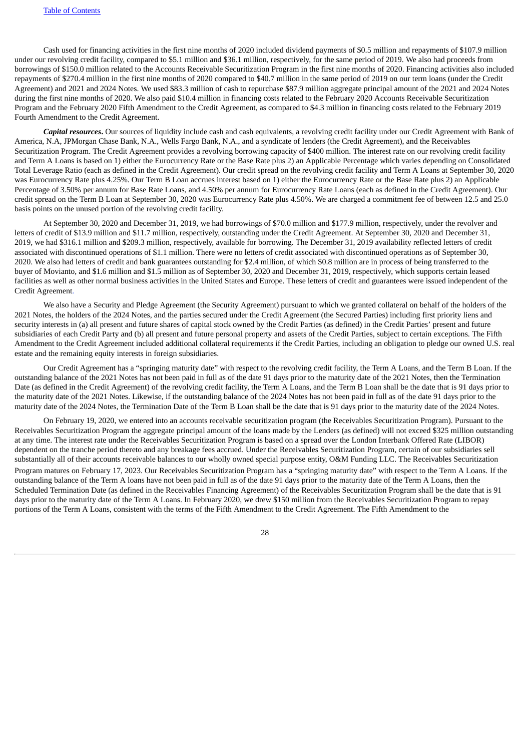Cash used for financing activities in the first nine months of 2020 included dividend payments of $0.5 million and repayments of $107.9 million under our revolving credit facility, compared to $5.1 million and $36.1 million, respectively, for the same period of 2019. We also had proceeds from borrowings of $150.0 million related to the Accounts Receivable Securitization Program in the first nine months of 2020. Financing activities also included repayments of $270.4 million in the first nine months of 2020 compared to $40.7 million in the same period of 2019 on our term loans (under the Credit Agreement) and 2021 and 2024 Notes. We used $83.3 million of cash to repurchase $87.9 million aggregate principal amount of the 2021 and 2024 Notes during the first nine months of 2020. We also paid $10.4 million in financing costs related to the February 2020 Accounts Receivable Securitization Program and the February 2020 Fifth Amendment to the Credit Agreement, as compared to $4.3 million in financing costs related to the February 2019 Fourth Amendment to the Credit Agreement.

***Capital resources***. Our sources of liquidity include cash and cash equivalents, a revolving credit facility under our Credit Agreement with Bank of America, N.A, JPMorgan Chase Bank, N.A., Wells Fargo Bank, N.A., and a syndicate of lenders (the Credit Agreement), and the Receivables Securitization Program. The Credit Agreement provides a revolving borrowing capacity of $400 million. The interest rate on our revolving credit facility and Term A Loans is based on 1) either the Eurocurrency Rate or the Base Rate plus 2) an Applicable Percentage which varies depending on Consolidated Total Leverage Ratio (each as defined in the Credit Agreement). Our credit spread on the revolving credit facility and Term A Loans at September 30, 2020 was Eurocurrency Rate plus 4.25%. Our Term B Loan accrues interest based on 1) either the Eurocurrency Rate or the Base Rate plus 2) an Applicable Percentage of 3.50% per annum for Base Rate Loans, and 4.50% per annum for Eurocurrency Rate Loans (each as defined in the Credit Agreement). Our credit spread on the Term B Loan at September 30, 2020 was Eurocurrency Rate plus 4.50%. We are charged a commitment fee of between 12.5 and 25.0 basis points on the unused portion of the revolving credit facility.

At September 30, 2020 and December 31, 2019, we had borrowings of $70.0 million and $177.9 million, respectively, under the revolver and letters of credit of $13.9 million and $11.7 million, respectively, outstanding under the Credit Agreement. At September 30, 2020 and December 31, 2019, we had $316.1 million and $209.3 million, respectively, available for borrowing. The December 31, 2019 availability reflected letters of credit associated with discontinued operations of $1.1 million. There were no letters of credit associated with discontinued operations as of September 30, 2020. We also had letters of credit and bank guarantees outstanding for $2.4 million, of which $0.8 million are in process of being transferred to the buyer of Movianto, and $1.6 million and $1.5 million as of September 30, 2020 and December 31, 2019, respectively, which supports certain leased facilities as well as other normal business activities in the United States and Europe. These letters of credit and guarantees were issued independent of the Credit Agreement.

We also have a Security and Pledge Agreement (the Security Agreement) pursuant to which we granted collateral on behalf of the holders of the 2021 Notes, the holders of the 2024 Notes, and the parties secured under the Credit Agreement (the Secured Parties) including first priority liens and security interests in (a) all present and future shares of capital stock owned by the Credit Parties (as defined) in the Credit Parties' present and future subsidiaries of each Credit Party and (b) all present and future personal property and assets of the Credit Parties, subject to certain exceptions. The Fifth Amendment to the Credit Agreement included additional collateral requirements if the Credit Parties, including an obligation to pledge our owned U.S. real estate and the remaining equity interests in foreign subsidiaries.

Our Credit Agreement has a "springing maturity date" with respect to the revolving credit facility, the Term A Loans, and the Term B Loan. If the outstanding balance of the 2021 Notes has not been paid in full as of the date 91 days prior to the maturity date of the 2021 Notes, then the Termination Date (as defined in the Credit Agreement) of the revolving credit facility, the Term A Loans, and the Term B Loan shall be the date that is 91 days prior to the maturity date of the 2021 Notes. Likewise, if the outstanding balance of the 2024 Notes has not been paid in full as of the date 91 days prior to the maturity date of the 2024 Notes, the Termination Date of the Term B Loan shall be the date that is 91 days prior to the maturity date of the 2024 Notes.

On February 19, 2020, we entered into an accounts receivable securitization program (the Receivables Securitization Program). Pursuant to the Receivables Securitization Program the aggregate principal amount of the loans made by the Lenders (as defined) will not exceed $325 million outstanding at any time. The interest rate under the Receivables Securitization Program is based on a spread over the London Interbank Offered Rate (LIBOR) dependent on the tranche period thereto and any breakage fees accrued. Under the Receivables Securitization Program, certain of our subsidiaries sell substantially all of their accounts receivable balances to our wholly owned special purpose entity, O&M Funding LLC. The Receivables Securitization Program matures on February 17, 2023. Our Receivables Securitization Program has a "springing maturity date" with respect to the Term A Loans. If the outstanding balance of the Term A loans have not been paid in full as of the date 91 days prior to the maturity date of the Term A Loans, then the Scheduled Termination Date (as defined in the Receivables Financing Agreement) of the Receivables Securitization Program shall be the date that is 91 days prior to the maturity date of the Term A Loans. In February 2020, we drew $150 million from the Receivables Securitization Program to repay portions of the Term A Loans, consistent with the terms of the Fifth Amendment to the Credit Agreement. The Fifth Amendment to the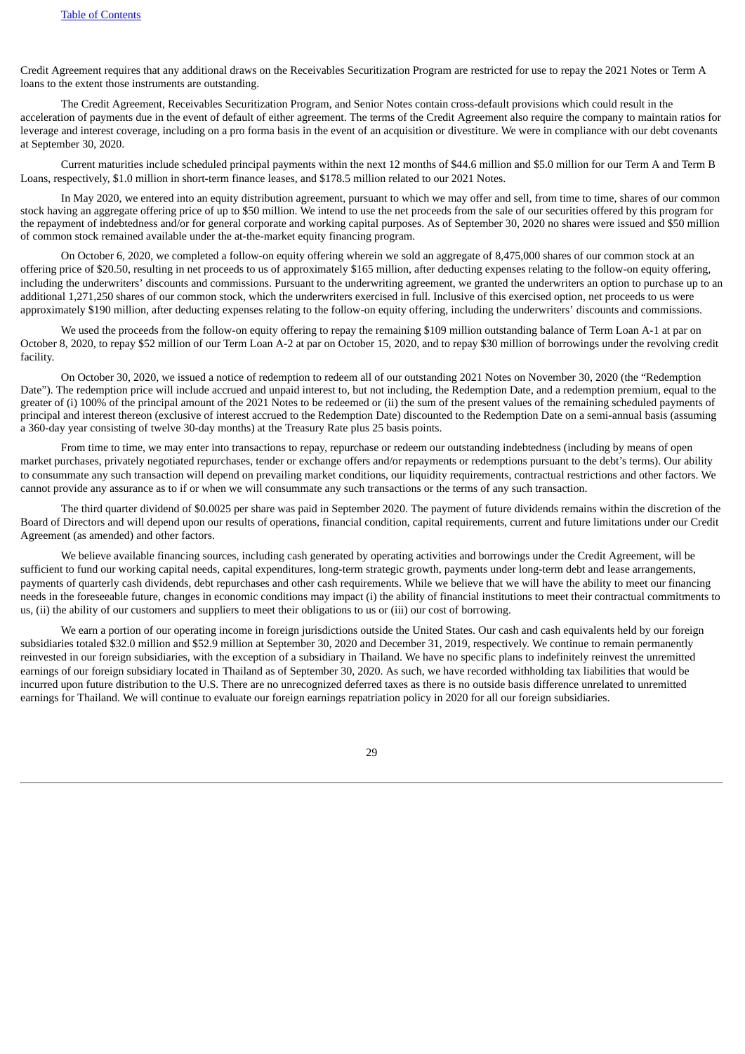Credit Agreement requires that any additional draws on the Receivables Securitization Program are restricted for use to repay the 2021 Notes or Term A loans to the extent those instruments are outstanding.

The Credit Agreement, Receivables Securitization Program, and Senior Notes contain cross-default provisions which could result in the acceleration of payments due in the event of default of either agreement. The terms of the Credit Agreement also require the company to maintain ratios for leverage and interest coverage, including on a pro forma basis in the event of an acquisition or divestiture. We were in compliance with our debt covenants at September 30, 2020.

Current maturities include scheduled principal payments within the next 12 months of $44.6 million and $5.0 million for our Term A and Term B Loans, respectively, $1.0 million in short-term finance leases, and $178.5 million related to our 2021 Notes.

In May 2020, we entered into an equity distribution agreement, pursuant to which we may offer and sell, from time to time, shares of our common stock having an aggregate offering price of up to $50 million. We intend to use the net proceeds from the sale of our securities offered by this program for the repayment of indebtedness and/or for general corporate and working capital purposes. As of September 30, 2020 no shares were issued and $50 million of common stock remained available under the at-the-market equity financing program.

On October 6, 2020, we completed a follow-on equity offering wherein we sold an aggregate of 8,475,000 shares of our common stock at an offering price of $20.50, resulting in net proceeds to us of approximately $165 million, after deducting expenses relating to the follow-on equity offering, including the underwriters' discounts and commissions. Pursuant to the underwriting agreement, we granted the underwriters an option to purchase up to an additional 1,271,250 shares of our common stock, which the underwriters exercised in full. Inclusive of this exercised option, net proceeds to us were approximately $190 million, after deducting expenses relating to the follow-on equity offering, including the underwriters' discounts and commissions.

We used the proceeds from the follow-on equity offering to repay the remaining $109 million outstanding balance of Term Loan A-1 at par on October 8, 2020, to repay $52 million of our Term Loan A-2 at par on October 15, 2020, and to repay $30 million of borrowings under the revolving credit facility.

On October 30, 2020, we issued a notice of redemption to redeem all of our outstanding 2021 Notes on November 30, 2020 (the "Redemption Date"). The redemption price will include accrued and unpaid interest to, but not including, the Redemption Date, and a redemption premium, equal to the greater of (i) 100% of the principal amount of the 2021 Notes to be redeemed or (ii) the sum of the present values of the remaining scheduled payments of principal and interest thereon (exclusive of interest accrued to the Redemption Date) discounted to the Redemption Date on a semi-annual basis (assuming a 360-day year consisting of twelve 30-day months) at the Treasury Rate plus 25 basis points.

From time to time, we may enter into transactions to repay, repurchase or redeem our outstanding indebtedness (including by means of open market purchases, privately negotiated repurchases, tender or exchange offers and/or repayments or redemptions pursuant to the debt's terms). Our ability to consummate any such transaction will depend on prevailing market conditions, our liquidity requirements, contractual restrictions and other factors. We cannot provide any assurance as to if or when we will consummate any such transactions or the terms of any such transaction.

The third quarter dividend of $0.0025 per share was paid in September 2020. The payment of future dividends remains within the discretion of the Board of Directors and will depend upon our results of operations, financial condition, capital requirements, current and future limitations under our Credit Agreement (as amended) and other factors.

We believe available financing sources, including cash generated by operating activities and borrowings under the Credit Agreement, will be sufficient to fund our working capital needs, capital expenditures, long-term strategic growth, payments under long-term debt and lease arrangements, payments of quarterly cash dividends, debt repurchases and other cash requirements. While we believe that we will have the ability to meet our financing needs in the foreseeable future, changes in economic conditions may impact (i) the ability of financial institutions to meet their contractual commitments to us, (ii) the ability of our customers and suppliers to meet their obligations to us or (iii) our cost of borrowing.

We earn a portion of our operating income in foreign jurisdictions outside the United States. Our cash and cash equivalents held by our foreign subsidiaries totaled $32.0 million and $52.9 million at September 30, 2020 and December 31, 2019, respectively. We continue to remain permanently reinvested in our foreign subsidiaries, with the exception of a subsidiary in Thailand. We have no specific plans to indefinitely reinvest the unremitted earnings of our foreign subsidiary located in Thailand as of September 30, 2020. As such, we have recorded withholding tax liabilities that would be incurred upon future distribution to the U.S. There are no unrecognized deferred taxes as there is no outside basis difference unrelated to unremitted earnings for Thailand. We will continue to evaluate our foreign earnings repatriation policy in 2020 for all our foreign subsidiaries.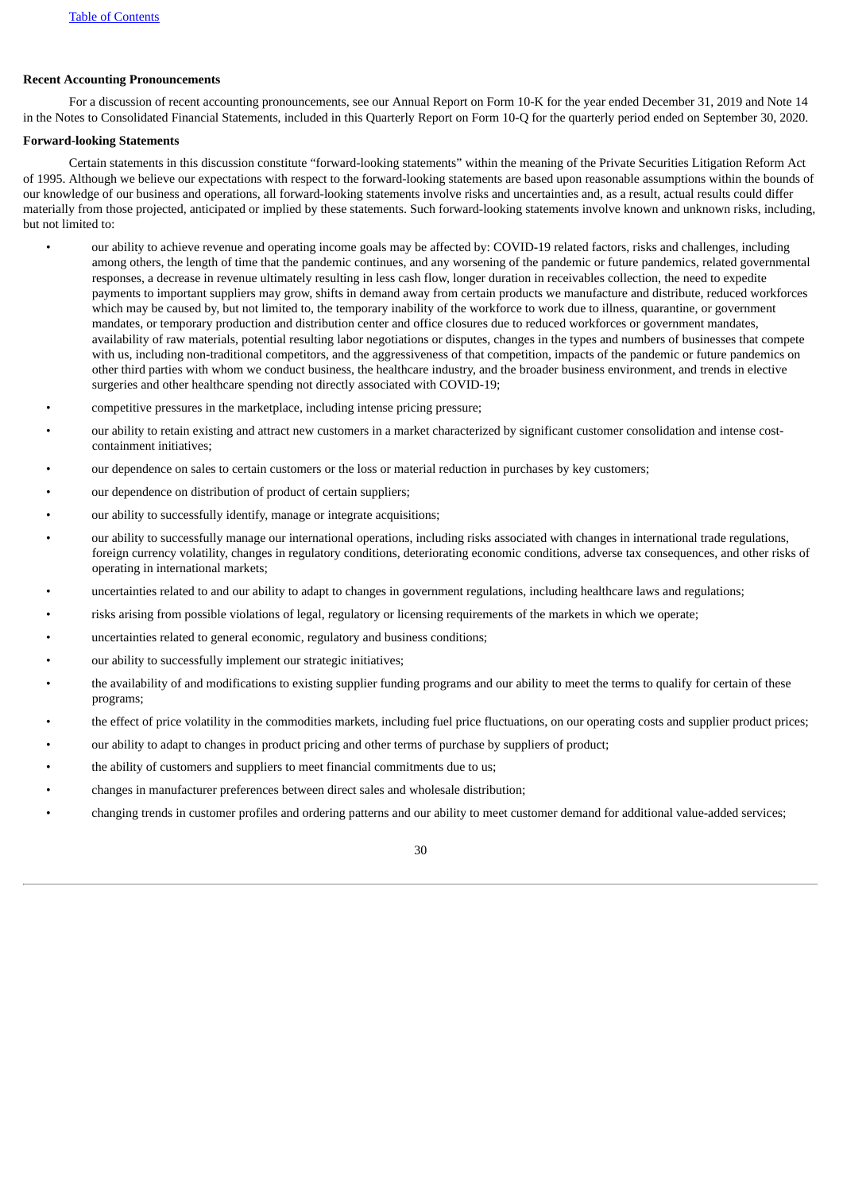**Recent Accounting Pronouncements**

For a discussion of recent accounting pronouncements, see our Annual Report on Form 10-K for the year ended December 31, 2019 and Note 14 in the Notes to Consolidated Financial Statements, included in this Quarterly Report on Form 10-Q for the quarterly period ended on September 30, 2020.

**Forward-looking Statements**

Certain statements in this discussion constitute "forward-looking statements" within the meaning of the Private Securities Litigation Reform Act of 1995. Although we believe our expectations with respect to the forward-looking statements are based upon reasonable assumptions within the bounds of our knowledge of our business and operations, all forward-looking statements involve risks and uncertainties and, as a result, actual results could differ materially from those projected, anticipated or implied by these statements. Such forward-looking statements involve known and unknown risks, including, but not limited to:

- our ability to achieve revenue and operating income goals may be affected by: COVID-19 related factors, risks and challenges, including among others, the length of time that the pandemic continues, and any worsening of the pandemic or future pandemics, related governmental responses, a decrease in revenue ultimately resulting in less cash flow, longer duration in receivables collection, the need to expedite payments to important suppliers may grow, shifts in demand away from certain products we manufacture and distribute, reduced workforces which may be caused by, but not limited to, the temporary inability of the workforce to work due to illness, quarantine, or government mandates, or temporary production and distribution center and office closures due to reduced workforces or government mandates, availability of raw materials, potential resulting labor negotiations or disputes, changes in the types and numbers of businesses that compete with us, including non-traditional competitors, and the aggressiveness of that competition, impacts of the pandemic or future pandemics on other third parties with whom we conduct business, the healthcare industry, and the broader business environment, and trends in elective surgeries and other healthcare spending not directly associated with COVID-19;
- competitive pressures in the marketplace, including intense pricing pressure;
- our ability to retain existing and attract new customers in a market characterized by significant customer consolidation and intense cost-containment initiatives;
- our dependence on sales to certain customers or the loss or material reduction in purchases by key customers;
- our dependence on distribution of product of certain suppliers;
- our ability to successfully identify, manage or integrate acquisitions;
- our ability to successfully manage our international operations, including risks associated with changes in international trade regulations, foreign currency volatility, changes in regulatory conditions, deteriorating economic conditions, adverse tax consequences, and other risks of operating in international markets;
- uncertainties related to and our ability to adapt to changes in government regulations, including healthcare laws and regulations;
- risks arising from possible violations of legal, regulatory or licensing requirements of the markets in which we operate;
- uncertainties related to general economic, regulatory and business conditions;
- our ability to successfully implement our strategic initiatives;
- the availability of and modifications to existing supplier funding programs and our ability to meet the terms to qualify for certain of these programs;
- the effect of price volatility in the commodities markets, including fuel price fluctuations, on our operating costs and supplier product prices;
- our ability to adapt to changes in product pricing and other terms of purchase by suppliers of product;
- the ability of customers and suppliers to meet financial commitments due to us;
- changes in manufacturer preferences between direct sales and wholesale distribution;
- changing trends in customer profiles and ordering patterns and our ability to meet customer demand for additional value-added services;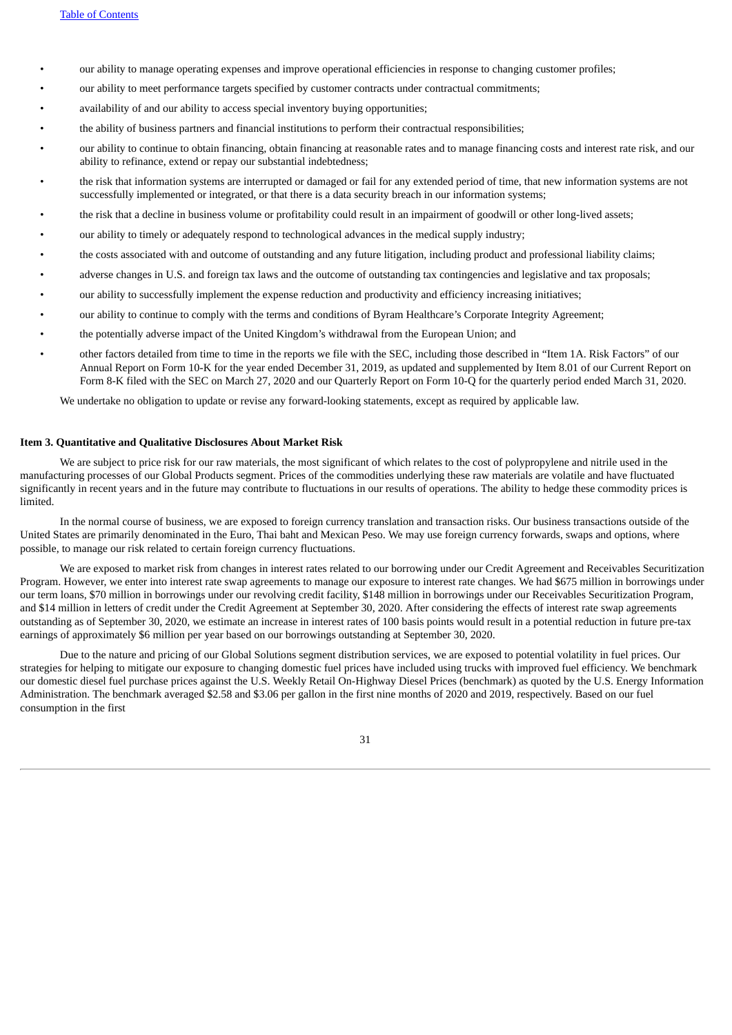- our ability to manage operating expenses and improve operational efficiencies in response to changing customer profiles;
- our ability to meet performance targets specified by customer contracts under contractual commitments;
- availability of and our ability to access special inventory buying opportunities;
- the ability of business partners and financial institutions to perform their contractual responsibilities;
- our ability to continue to obtain financing, obtain financing at reasonable rates and to manage financing costs and interest rate risk, and our ability to refinance, extend or repay our substantial indebtedness;
- the risk that information systems are interrupted or damaged or fail for any extended period of time, that new information systems are not successfully implemented or integrated, or that there is a data security breach in our information systems;
- the risk that a decline in business volume or profitability could result in an impairment of goodwill or other long-lived assets;
- our ability to timely or adequately respond to technological advances in the medical supply industry;
- the costs associated with and outcome of outstanding and any future litigation, including product and professional liability claims;
- adverse changes in U.S. and foreign tax laws and the outcome of outstanding tax contingencies and legislative and tax proposals;
- our ability to successfully implement the expense reduction and productivity and efficiency increasing initiatives;
- our ability to continue to comply with the terms and conditions of Byram Healthcare's Corporate Integrity Agreement;
- the potentially adverse impact of the United Kingdom's withdrawal from the European Union; and
- other factors detailed from time to time in the reports we file with the SEC, including those described in "Item 1A. Risk Factors" of our Annual Report on Form 10-K for the year ended December 31, 2019, as updated and supplemented by Item 8.01 of our Current Report on Form 8-K filed with the SEC on March 27, 2020 and our Quarterly Report on Form 10-Q for the quarterly period ended March 31, 2020.

We undertake no obligation to update or revise any forward-looking statements, except as required by applicable law.

### Item 3. Quantitative and Qualitative Disclosures About Market Risk

We are subject to price risk for our raw materials, the most significant of which relates to the cost of polypropylene and nitrile used in the manufacturing processes of our Global Products segment. Prices of the commodities underlying these raw materials are volatile and have fluctuated significantly in recent years and in the future may contribute to fluctuations in our results of operations. The ability to hedge these commodity prices is limited.

In the normal course of business, we are exposed to foreign currency translation and transaction risks. Our business transactions outside of the United States are primarily denominated in the Euro, Thai baht and Mexican Peso. We may use foreign currency forwards, swaps and options, where possible, to manage our risk related to certain foreign currency fluctuations.

We are exposed to market risk from changes in interest rates related to our borrowing under our Credit Agreement and Receivables Securitization Program. However, we enter into interest rate swap agreements to manage our exposure to interest rate changes. We had $675 million in borrowings under our term loans, $70 million in borrowings under our revolving credit facility, $148 million in borrowings under our Receivables Securitization Program, and $14 million in letters of credit under the Credit Agreement at September 30, 2020. After considering the effects of interest rate swap agreements outstanding as of September 30, 2020, we estimate an increase in interest rates of 100 basis points would result in a potential reduction in future pre-tax earnings of approximately $6 million per year based on our borrowings outstanding at September 30, 2020.

Due to the nature and pricing of our Global Solutions segment distribution services, we are exposed to potential volatility in fuel prices. Our strategies for helping to mitigate our exposure to changing domestic fuel prices have included using trucks with improved fuel efficiency. We benchmark our domestic diesel fuel purchase prices against the U.S. Weekly Retail On-Highway Diesel Prices (benchmark) as quoted by the U.S. Energy Information Administration. The benchmark averaged $2.58 and $3.06 per gallon in the first nine months of 2020 and 2019, respectively. Based on our fuel consumption in the first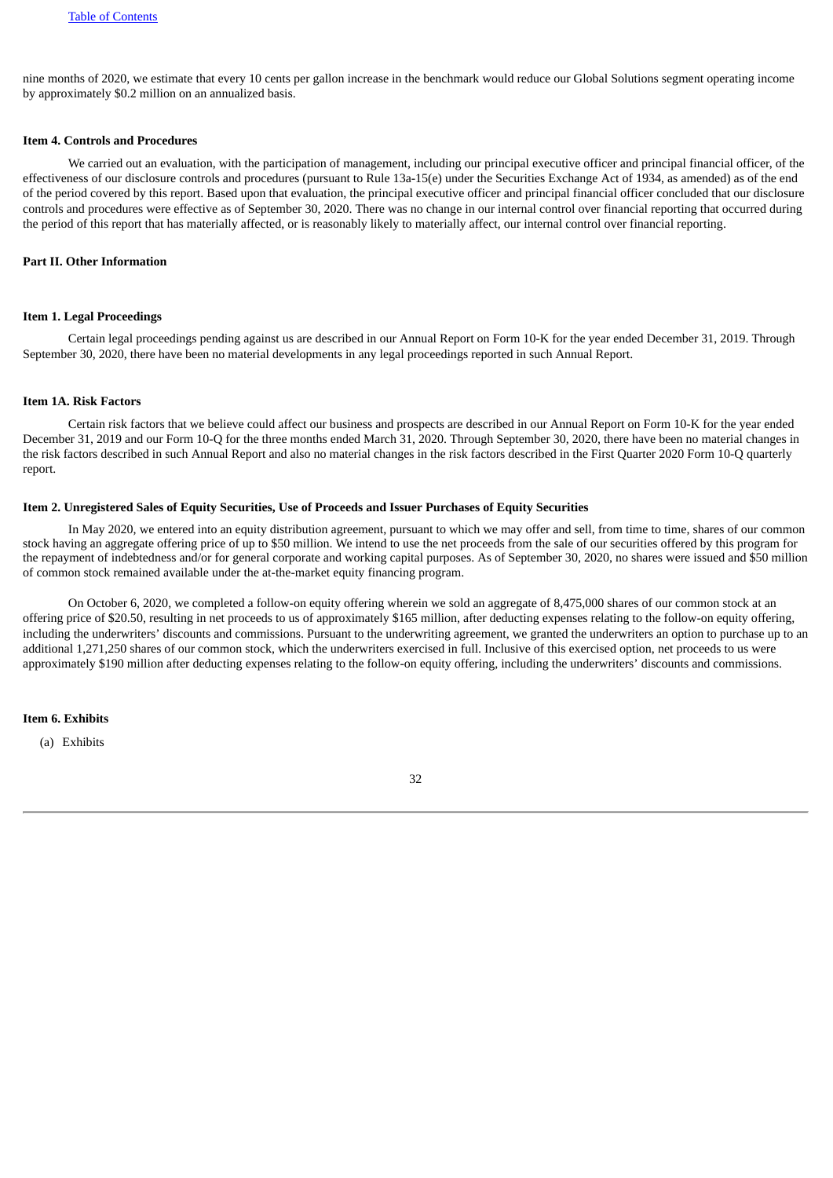nine months of 2020, we estimate that every 10 cents per gallon increase in the benchmark would reduce our Global Solutions segment operating income by approximately $0.2 million on an annualized basis.

### Item 4. Controls and Procedures

We carried out an evaluation, with the participation of management, including our principal executive officer and principal financial officer, of the effectiveness of our disclosure controls and procedures (pursuant to Rule 13a-15(e) under the Securities Exchange Act of 1934, as amended) as of the end of the period covered by this report. Based upon that evaluation, the principal executive officer and principal financial officer concluded that our disclosure controls and procedures were effective as of September 30, 2020. There was no change in our internal control over financial reporting that occurred during the period of this report that has materially affected, or is reasonably likely to materially affect, our internal control over financial reporting.

## Part II. Other Information

### Item 1. Legal Proceedings

Certain legal proceedings pending against us are described in our Annual Report on Form 10-K for the year ended December 31, 2019. Through September 30, 2020, there have been no material developments in any legal proceedings reported in such Annual Report.

### Item 1A. Risk Factors

Certain risk factors that we believe could affect our business and prospects are described in our Annual Report on Form 10-K for the year ended December 31, 2019 and our Form 10-Q for the three months ended March 31, 2020. Through September 30, 2020, there have been no material changes in the risk factors described in such Annual Report and also no material changes in the risk factors described in the First Quarter 2020 Form 10-Q quarterly report.

### Item 2. Unregistered Sales of Equity Securities, Use of Proceeds and Issuer Purchases of Equity Securities

In May 2020, we entered into an equity distribution agreement, pursuant to which we may offer and sell, from time to time, shares of our common stock having an aggregate offering price of up to $50 million. We intend to use the net proceeds from the sale of our securities offered by this program for the repayment of indebtedness and/or for general corporate and working capital purposes. As of September 30, 2020, no shares were issued and $50 million of common stock remained available under the at-the-market equity financing program.

On October 6, 2020, we completed a follow-on equity offering wherein we sold an aggregate of 8,475,000 shares of our common stock at an offering price of $20.50, resulting in net proceeds to us of approximately $165 million, after deducting expenses relating to the follow-on equity offering, including the underwriters' discounts and commissions. Pursuant to the underwriting agreement, we granted the underwriters an option to purchase up to an additional 1,271,250 shares of our common stock, which the underwriters exercised in full. Inclusive of this exercised option, net proceeds to us were approximately $190 million after deducting expenses relating to the follow-on equity offering, including the underwriters' discounts and commissions.

### Item 6. Exhibits

(a) Exhibits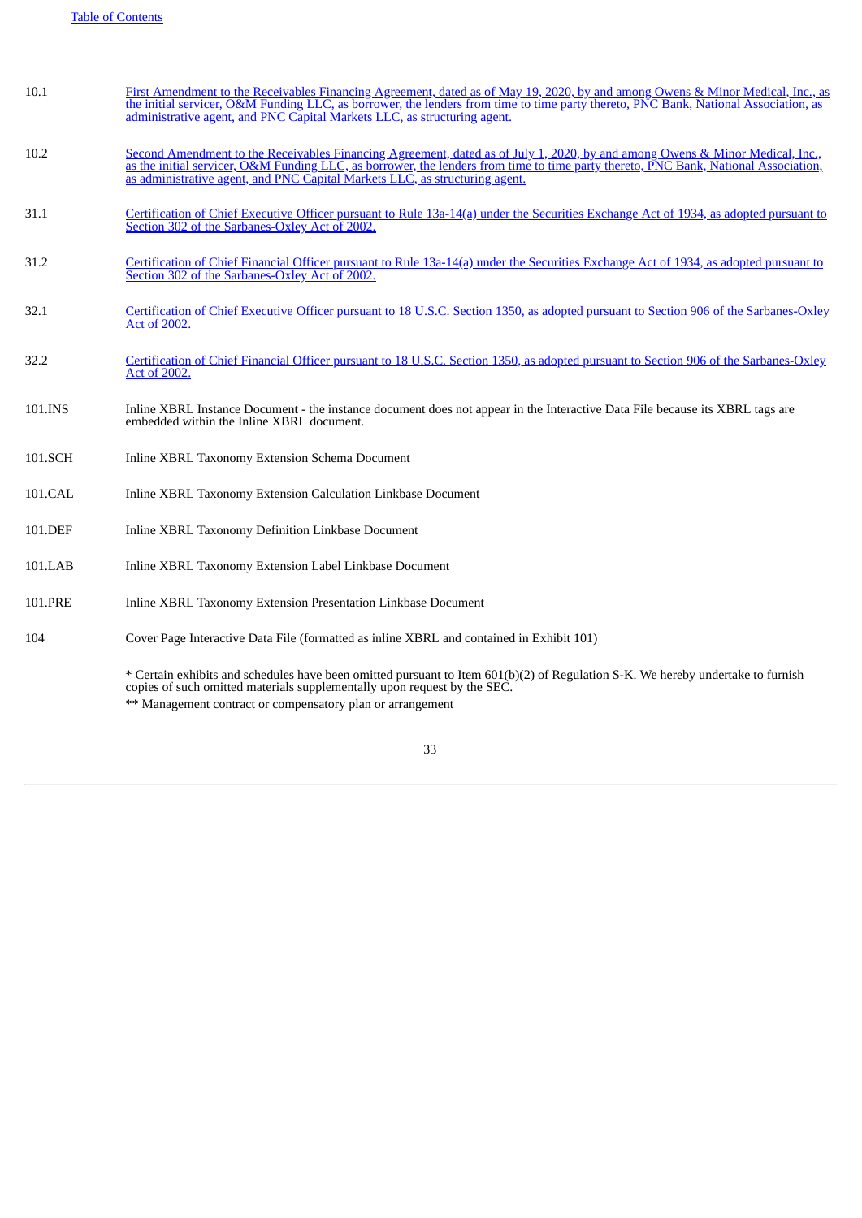| | |
|---|---|
| 10.1 | First Amendment to the Receivables Financing Agreement, dated as of May 19, 2020, by and among Owens & Minor Medical, Inc., as the initial servicer, O&M Funding LLC, as borrower, the lenders from time to time party thereto, PNC Bank, National Association, as administrative agent, and PNC Capital Markets LLC, as structuring agent. |
| 10.2 | Second Amendment to the Receivables Financing Agreement, dated as of July 1, 2020, by and among Owens & Minor Medical, Inc., as the initial servicer, O&M Funding LLC, as borrower, the lenders from time to time party thereto, PNC Bank, National Association, as administrative agent, and PNC Capital Markets LLC, as structuring agent. |
| 31.1 | Certification of Chief Executive Officer pursuant to Rule 13a-14(a) under the Securities Exchange Act of 1934, as adopted pursuant to Section 302 of the Sarbanes-Oxley Act of 2002. |
| 31.2 | Certification of Chief Financial Officer pursuant to Rule 13a-14(a) under the Securities Exchange Act of 1934, as adopted pursuant to Section 302 of the Sarbanes-Oxley Act of 2002. |
| 32.1 | Certification of Chief Executive Officer pursuant to 18 U.S.C. Section 1350, as adopted pursuant to Section 906 of the Sarbanes-Oxley Act of 2002. |
| 32.2 | Certification of Chief Financial Officer pursuant to 18 U.S.C. Section 1350, as adopted pursuant to Section 906 of the Sarbanes-Oxley Act of 2002. |
| 101.INS | Inline XBRL Instance Document - the instance document does not appear in the Interactive Data File because its XBRL tags are embedded within the Inline XBRL document. |
| 101.SCH | Inline XBRL Taxonomy Extension Schema Document |
| 101.CAL | Inline XBRL Taxonomy Extension Calculation Linkbase Document |
| 101.DEF | Inline XBRL Taxonomy Definition Linkbase Document |
| 101.LAB | Inline XBRL Taxonomy Extension Label Linkbase Document |
| 101.PRE | Inline XBRL Taxonomy Extension Presentation Linkbase Document |
| 104 | Cover Page Interactive Data File (formatted as inline XBRL and contained in Exhibit 101) |

* Certain exhibits and schedules have been omitted pursuant to Item 601(b)(2) of Regulation S-K. We hereby undertake to furnish copies of such omitted materials supplementally upon request by the SEC.

** Management contract or compensatory plan or arrangement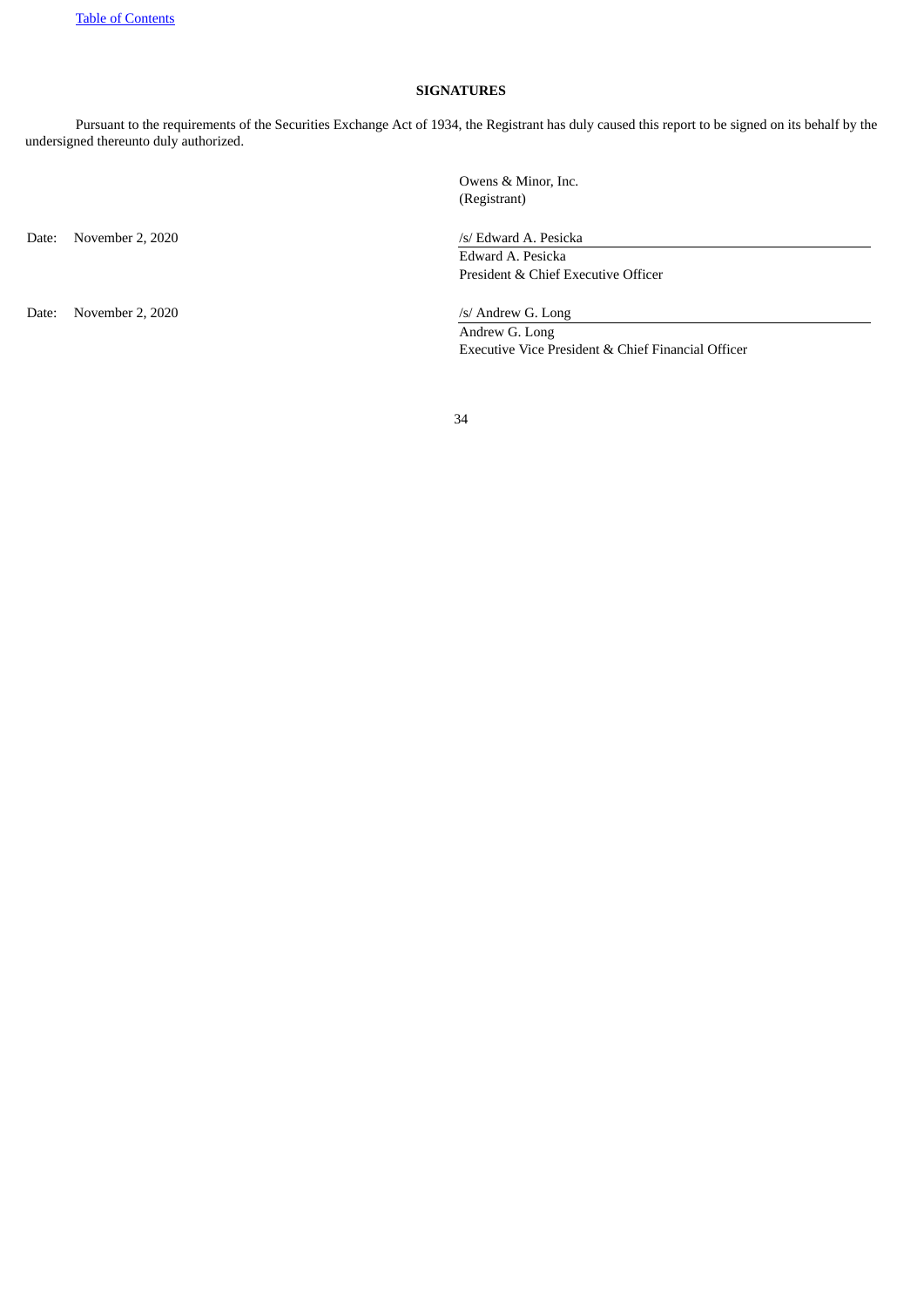# SIGNATURES

Pursuant to the requirements of the Securities Exchange Act of 1934, the Registrant has duly caused this report to be signed on its behalf by the undersigned thereunto duly authorized.

Owens & Minor, Inc.
(Registrant)

Date: November 2, 2020

/s/ Edward A. Pesicka
Edward A. Pesicka
President & Chief Executive Officer

Date: November 2, 2020

/s/ Andrew G. Long
Andrew G. Long
Executive Vice President & Chief Financial Officer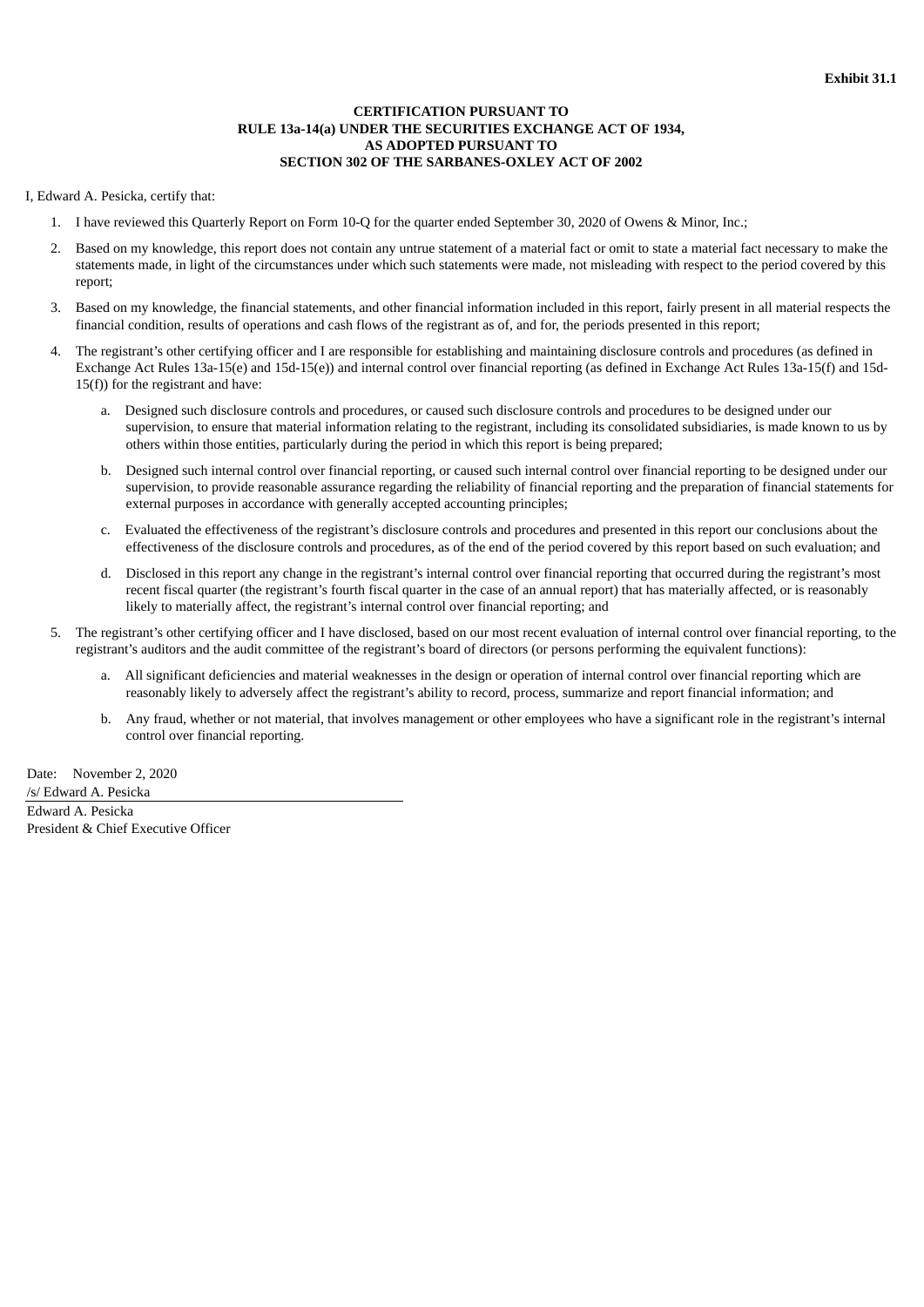**Exhibit 31.1**

**CERTIFICATION PURSUANT TO**
**RULE 13a-14(a) UNDER THE SECURITIES EXCHANGE ACT OF 1934,**
**AS ADOPTED PURSUANT TO**
**SECTION 302 OF THE SARBANES-OXLEY ACT OF 2002**

I, Edward A. Pesicka, certify that:

1. I have reviewed this Quarterly Report on Form 10-Q for the quarter ended September 30, 2020 of Owens & Minor, Inc.;

2. Based on my knowledge, this report does not contain any untrue statement of a material fact or omit to state a material fact necessary to make the statements made, in light of the circumstances under which such statements were made, not misleading with respect to the period covered by this report;

3. Based on my knowledge, the financial statements, and other financial information included in this report, fairly present in all material respects the financial condition, results of operations and cash flows of the registrant as of, and for, the periods presented in this report;

4. The registrant's other certifying officer and I are responsible for establishing and maintaining disclosure controls and procedures (as defined in Exchange Act Rules 13a-15(e) and 15d-15(e)) and internal control over financial reporting (as defined in Exchange Act Rules 13a-15(f) and 15d-15(f)) for the registrant and have:

   a. Designed such disclosure controls and procedures, or caused such disclosure controls and procedures to be designed under our supervision, to ensure that material information relating to the registrant, including its consolidated subsidiaries, is made known to us by others within those entities, particularly during the period in which this report is being prepared;

   b. Designed such internal control over financial reporting, or caused such internal control over financial reporting to be designed under our supervision, to provide reasonable assurance regarding the reliability of financial reporting and the preparation of financial statements for external purposes in accordance with generally accepted accounting principles;

   c. Evaluated the effectiveness of the registrant's disclosure controls and procedures and presented in this report our conclusions about the effectiveness of the disclosure controls and procedures, as of the end of the period covered by this report based on such evaluation; and

   d. Disclosed in this report any change in the registrant's internal control over financial reporting that occurred during the registrant's most recent fiscal quarter (the registrant's fourth fiscal quarter in the case of an annual report) that has materially affected, or is reasonably likely to materially affect, the registrant's internal control over financial reporting; and

5. The registrant's other certifying officer and I have disclosed, based on our most recent evaluation of internal control over financial reporting, to the registrant's auditors and the audit committee of the registrant's board of directors (or persons performing the equivalent functions):

   a. All significant deficiencies and material weaknesses in the design or operation of internal control over financial reporting which are reasonably likely to adversely affect the registrant's ability to record, process, summarize and report financial information; and

   b. Any fraud, whether or not material, that involves management or other employees who have a significant role in the registrant's internal control over financial reporting.

Date: November 2, 2020

/s/ Edward A. Pesicka

Edward A. Pesicka
President & Chief Executive Officer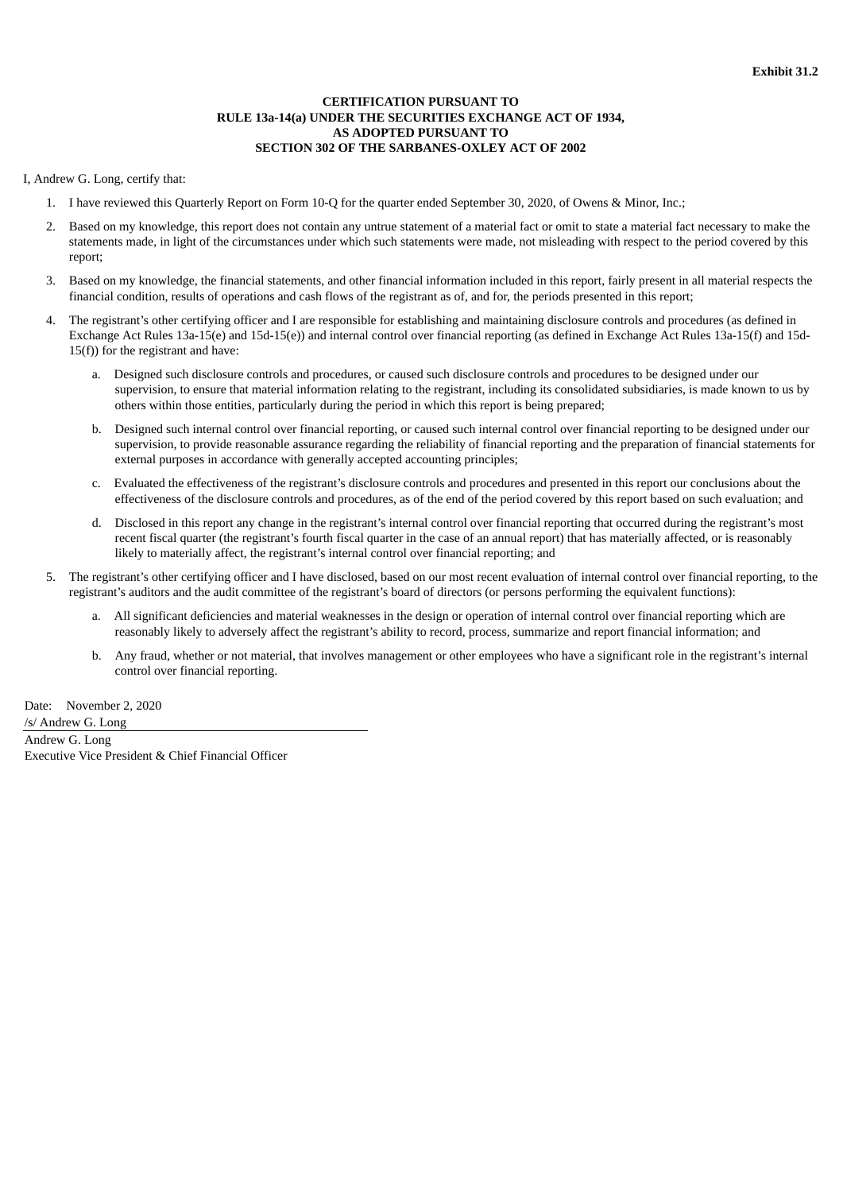**Exhibit 31.2**

**CERTIFICATION PURSUANT TO**
**RULE 13a-14(a) UNDER THE SECURITIES EXCHANGE ACT OF 1934,**
**AS ADOPTED PURSUANT TO**
**SECTION 302 OF THE SARBANES-OXLEY ACT OF 2002**

I, Andrew G. Long, certify that:

1. I have reviewed this Quarterly Report on Form 10-Q for the quarter ended September 30, 2020, of Owens & Minor, Inc.;
2. Based on my knowledge, this report does not contain any untrue statement of a material fact or omit to state a material fact necessary to make the statements made, in light of the circumstances under which such statements were made, not misleading with respect to the period covered by this report;
3. Based on my knowledge, the financial statements, and other financial information included in this report, fairly present in all material respects the financial condition, results of operations and cash flows of the registrant as of, and for, the periods presented in this report;
4. The registrant's other certifying officer and I are responsible for establishing and maintaining disclosure controls and procedures (as defined in Exchange Act Rules 13a-15(e) and 15d-15(e)) and internal control over financial reporting (as defined in Exchange Act Rules 13a-15(f) and 15d-15(f)) for the registrant and have:
    a. Designed such disclosure controls and procedures, or caused such disclosure controls and procedures to be designed under our supervision, to ensure that material information relating to the registrant, including its consolidated subsidiaries, is made known to us by others within those entities, particularly during the period in which this report is being prepared;
    b. Designed such internal control over financial reporting, or caused such internal control over financial reporting to be designed under our supervision, to provide reasonable assurance regarding the reliability of financial reporting and the preparation of financial statements for external purposes in accordance with generally accepted accounting principles;
    c. Evaluated the effectiveness of the registrant's disclosure controls and procedures and presented in this report our conclusions about the effectiveness of the disclosure controls and procedures, as of the end of the period covered by this report based on such evaluation; and
    d. Disclosed in this report any change in the registrant's internal control over financial reporting that occurred during the registrant's most recent fiscal quarter (the registrant's fourth fiscal quarter in the case of an annual report) that has materially affected, or is reasonably likely to materially affect, the registrant's internal control over financial reporting; and
5. The registrant's other certifying officer and I have disclosed, based on our most recent evaluation of internal control over financial reporting, to the registrant's auditors and the audit committee of the registrant's board of directors (or persons performing the equivalent functions):
    a. All significant deficiencies and material weaknesses in the design or operation of internal control over financial reporting which are reasonably likely to adversely affect the registrant's ability to record, process, summarize and report financial information; and
    b. Any fraud, whether or not material, that involves management or other employees who have a significant role in the registrant's internal control over financial reporting.

Date: November 2, 2020

/s/ Andrew G. Long

Andrew G. Long
Executive Vice President & Chief Financial Officer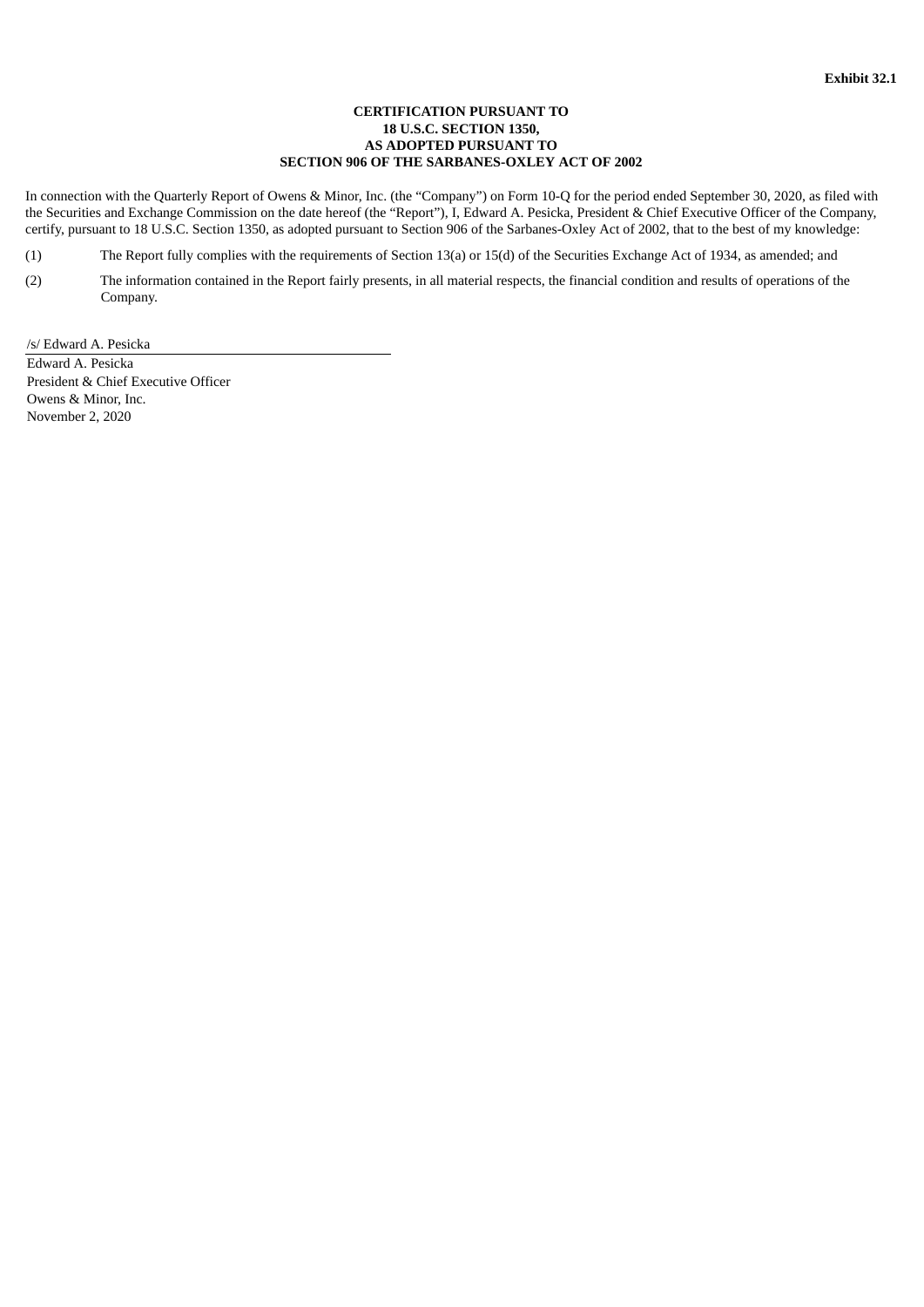**Exhibit 32.1**

**CERTIFICATION PURSUANT TO
18 U.S.C. SECTION 1350,
AS ADOPTED PURSUANT TO
SECTION 906 OF THE SARBANES-OXLEY ACT OF 2002**

In connection with the Quarterly Report of Owens & Minor, Inc. (the "Company") on Form 10-Q for the period ended September 30, 2020, as filed with the Securities and Exchange Commission on the date hereof (the "Report"), I, Edward A. Pesicka, President & Chief Executive Officer of the Company, certify, pursuant to 18 U.S.C. Section 1350, as adopted pursuant to Section 906 of the Sarbanes-Oxley Act of 2002, that to the best of my knowledge:

(1) The Report fully complies with the requirements of Section 13(a) or 15(d) of the Securities Exchange Act of 1934, as amended; and

(2) The information contained in the Report fairly presents, in all material respects, the financial condition and results of operations of the Company.

/s/ Edward A. Pesicka

Edward A. Pesicka
President & Chief Executive Officer
Owens & Minor, Inc.
November 2, 2020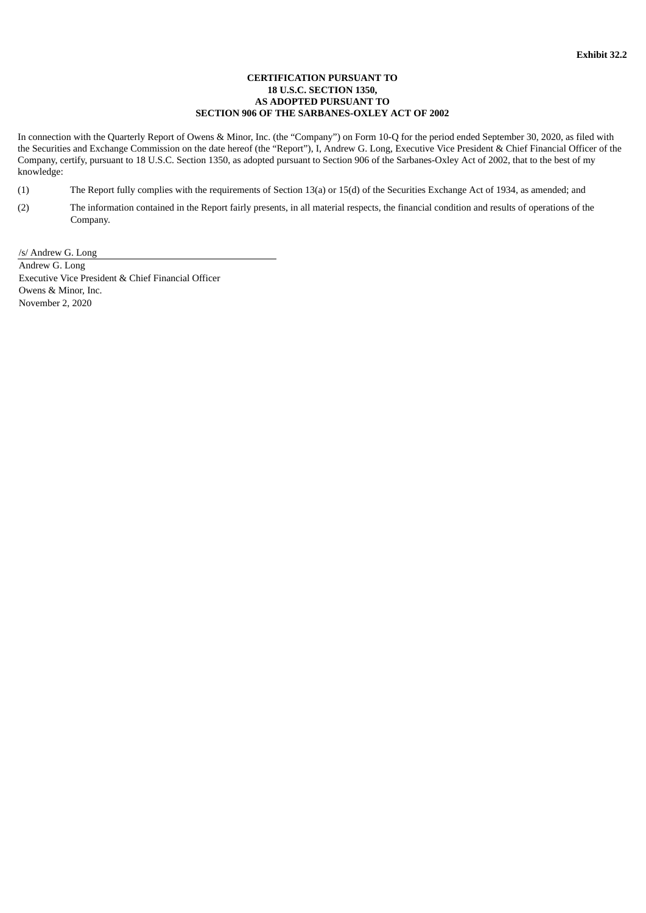**Exhibit 32.2**

**CERTIFICATION PURSUANT TO**
**18 U.S.C. SECTION 1350,**
**AS ADOPTED PURSUANT TO**
**SECTION 906 OF THE SARBANES-OXLEY ACT OF 2002**

In connection with the Quarterly Report of Owens & Minor, Inc. (the "Company") on Form 10-Q for the period ended September 30, 2020, as filed with the Securities and Exchange Commission on the date hereof (the "Report"), I, Andrew G. Long, Executive Vice President & Chief Financial Officer of the Company, certify, pursuant to 18 U.S.C. Section 1350, as adopted pursuant to Section 906 of the Sarbanes-Oxley Act of 2002, that to the best of my knowledge:

(1) The Report fully complies with the requirements of Section 13(a) or 15(d) of the Securities Exchange Act of 1934, as amended; and

(2) The information contained in the Report fairly presents, in all material respects, the financial condition and results of operations of the Company.

/s/ Andrew G. Long

Andrew G. Long
Executive Vice President & Chief Financial Officer
Owens & Minor, Inc.
November 2, 2020